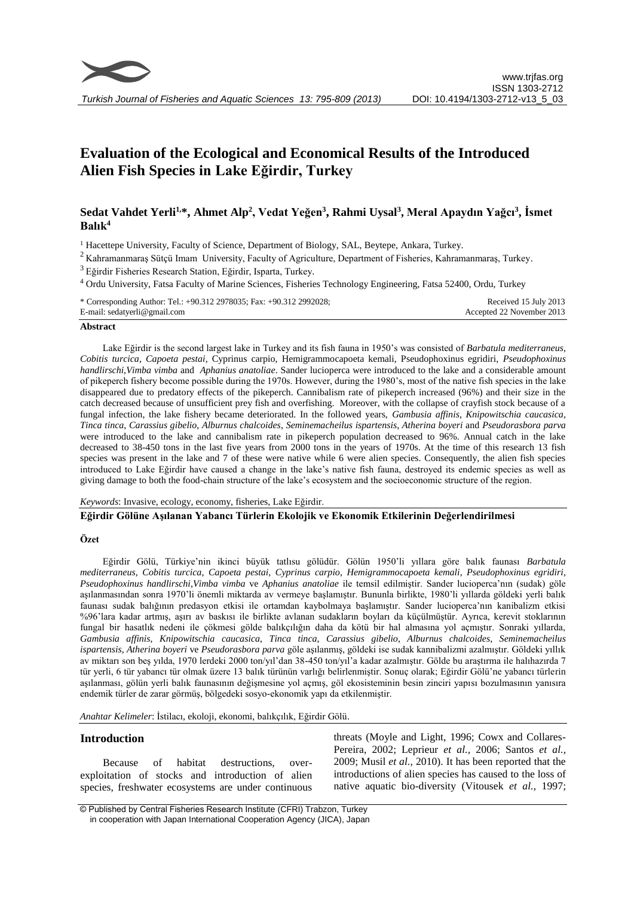# Evaluation of the Ecological and Economical Results of the Introduced Alien Fish Species in Lake Eğirdir, Turkey

**Sedat Vahdet Yerli[1,*], Ahmet Alp[2], Vedat Yeğen[3], Rahmi Uysal[3], Meral Apaydın Yağcı[3], İsmet Balık[4]**

[1] Hacettepe University, Faculty of Science, Department of Biology, SAL, Beytepe, Ankara, Turkey.

[2] Kahramanmaraş Sütçü Imam University, Faculty of Agriculture, Department of Fisheries, Kahramanmaraş, Turkey.

[3] Eğirdir Fisheries Research Station, Eğirdir, Isparta, Turkey.

[4] Ordu University, Fatsa Faculty of Marine Sciences, Fisheries Technology Engineering, Fatsa 52400, Ordu, Turkey

\* Corresponding Author: Tel.: +90.312 2978035; Fax: +90.312 2992028; E-mail: sedatyerli@gmail.com

Received 15 July 2013
Accepted 22 November 2013

## Abstract

Lake Eğirdir is the second largest lake in Turkey and its fish fauna in 1950's was consisted of *Barbatula mediterraneus*, *Cobitis turcica*, *Capoeta pestai*, Cyprinus carpio, Hemigrammocapoeta kemali, Pseudophoxinus egridiri, *Pseudophoxinus handlirschi*,*Vimba vimba* and *Aphanius anatoliae*. Sander lucioperca were introduced to the lake and a considerable amount of pikeperch fishery become possible during the 1970s. However, during the 1980's, most of the native fish species in the lake disappeared due to predatory effects of the pikeperch. Cannibalism rate of pikeperch increased (96%) and their size in the catch decreased because of unsufficient prey fish and overfishing. Moreover, with the collapse of crayfish stock because of a fungal infection, the lake fishery became deteriorated. In the followed years, *Gambusia affinis*, *Knipowitschia caucasica*, *Tinca tinca*, *Carassius gibelio*, *Alburnus chalcoides*, *Seminemacheilus ispartensis*, *Atherina boyeri* and *Pseudorasbora parva* were introduced to the lake and cannibalism rate in pikeperch population decreased to 96%. Annual catch in the lake decreased to 38-450 tons in the last five years from 2000 tons in the years of 1970s. At the time of this research 13 fish species was present in the lake and 7 of these were native while 6 were alien species. Consequently, the alien fish species introduced to Lake Eğirdir have caused a change in the lake's native fish fauna, destroyed its endemic species as well as giving damage to both the food-chain structure of the lake's ecosystem and the socioeconomic structure of the region.

*Keywords*: Invasive, ecology, economy, fisheries, Lake Eğirdir.

## Eğirdir Gölüne Aşılanan Yabancı Türlerin Ekolojik ve Ekonomik Etkilerinin Değerlendirilmesi

### Özet

Eğirdir Gölü, Türkiye'nin ikinci büyük tatlısu gölüdür. Gölün 1950'li yıllara göre balık faunası *Barbatula mediterraneus*, *Cobitis turcica*, *Capoeta pestai*, *Cyprinus carpio*, *Hemigrammocapoeta kemali*, *Pseudophoxinus egridiri*, *Pseudophoxinus handlirschi*,*Vimba vimba* ve *Aphanius anatoliae* ile temsil edilmiştir. Sander lucioperca'nın (sudak) göle aşılanmasından sonra 1970'li önemli miktarda av vermeye başlamıştır. Bununla birlikte, 1980'li yıllarda göldeki yerli balık faunası sudak balığının predasyon etkisi ile ortamdan kaybolmaya başlamıştır. Sander lucioperca'nın kanibalizm etkisi %96'lara kadar artmış, aşırı av baskısı ile birlikte avlanan sudakların boyları da küçülmüştür. Ayrıca, kerevit stoklarının fungal bir hasatlık nedeni ile çökmesi gölde balıkçılığın daha da kötü bir hal almasına yol açmıştır. Sonraki yıllarda, *Gambusia affinis*, *Knipowitschia caucasica*, *Tinca tinca*, *Carassius gibelio*, *Alburnus chalcoides*, *Seminemacheilus ispartensis*, *Atherina boyeri* ve *Pseudorasbora parva* göle aşılanmış, göldeki ise sudak kannibalizmi azalmıştır. Göldeki yıllık av miktarı son beş yılda, 1970 lerdeki 2000 ton/yıl'dan 38-450 ton/yıl'a kadar azalmıştır. Gölde bu araştırma ile halıhazırda 7 tür yerli, 6 tür yabancı tür olmak üzere 13 balık türünün varlığı belirlenmiştir. Sonuç olarak; Eğirdir Gölü'ne yabancı türlerin aşılanması, gölün yerli balık faunasının değişmesine yol açmış, göl ekosisteminin besin zinciri yapısı bozulmasının yanısıra endemik türler de zarar görmüş, bölgedeki sosyo-ekonomik yapı da etkilenmiştir.

*Anahtar Kelimeler*: İstilacı, ekoloji, ekonomi, balıkçılık, Eğirdir Gölü.

## Introduction

Because of habitat destructions, over-exploitation of stocks and introduction of alien species, freshwater ecosystems are under continuous threats (Moyle and Light, 1996; Cowx and Collares-Pereira, 2002; Leprieur *et al.*, 2006; Santos *et al.*, 2009; Musil *et al.*, 2010). It has been reported that the introductions of alien species has caused to the loss of native aquatic bio-diversity (Vitousek *et al.*, 1997;

© Published by Central Fisheries Research Institute (CFRI) Trabzon, Turkey in cooperation with Japan International Cooperation Agency (JICA), Japan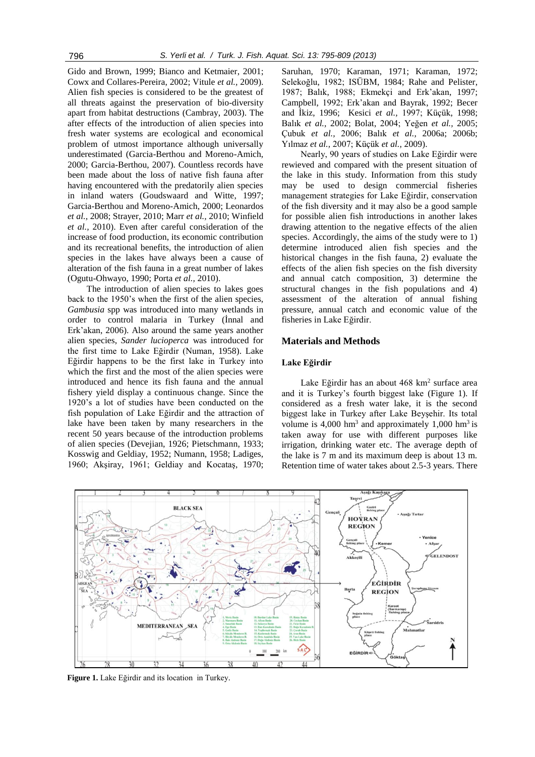Gido and Brown, 1999; Bianco and Ketmaier, 2001; Cowx and Collares-Pereira, 2002; Vitule *et al.,* 2009). Alien fish species is considered to be the greatest of all threats against the preservation of bio-diversity apart from habitat destructions (Cambray, 2003). The after effects of the introduction of alien species into fresh water systems are ecological and economical problem of utmost importance although universally underestimated (Garcia-Berthou and Moreno-Amich, 2000; Garcia-Berthou, 2007). Countless records have been made about the loss of native fish fauna after having encountered with the predatorily alien species in inland waters (Goudswaard and Witte, 1997; Garcia-Berthou and Moreno-Amich, 2000; Leonardos *et al.,* 2008; Strayer, 2010; Marr *et al.,* 2010; Winfield *et al.,* 2010). Even after careful consideration of the increase of food production, its economic contribution and its recreational benefits, the introduction of alien species in the lakes have always been a cause of alteration of the fish fauna in a great number of lakes (Ogutu-Ohwayo, 1990; Porta *et al.,* 2010).

The introduction of alien species to lakes goes back to the 1950's when the first of the alien species, *Gambusia* spp was introduced into many wetlands in order to control malaria in Turkey (İnnal and Erk'akan, 2006). Also around the same years another alien species, *Sander lucioperca* was introduced for the first time to Lake Eğirdir (Numan, 1958). Lake Eğirdir happens to be the first lake in Turkey into which the first and the most of the alien species were introduced and hence its fish fauna and the annual fishery yield display a continuous change. Since the 1920's a lot of studies have been conducted on the fish population of Lake Eğirdir and the attraction of lake have been taken by many researchers in the recent 50 years because of the introduction problems of alien species (Devejian, 1926; Pietschmann, 1933; Kosswig and Geldiay, 1952; Numann, 1958; Ladiges, 1960; Akşiray, 1961; Geldiay and Kocataş, 1970; Saruhan, 1970; Karaman, 1971; Karaman, 1972; Selekoğlu, 1982; ISÜBM, 1984; Rahe and Pelister, 1987; Balık, 1988; Ekmekçi and Erk'akan, 1997; Campbell, 1992; Erk'akan and Bayrak, 1992; Becer and İkiz, 1996; Kesici *et al.,* 1997; Küçük, 1998; Balık *et al.,* 2002; Bolat, 2004; Yeğen *et al.,* 2005; Çubuk *et al.,* 2006; Balık *et al.,* 2006a; 2006b; Yılmaz *et al.,* 2007; Küçük *et al.,* 2009).

Nearly, 90 years of studies on Lake Eğirdir were rewieved and compared with the present situation of the lake in this study. Information from this study may be used to design commercial fisheries management strategies for Lake Eğirdir, conservation of the fish diversity and it may also be a good sample for possible alien fish introductions in another lakes drawing attention to the negative effects of the alien species. Accordingly, the aims of the study were to 1) determine introduced alien fish species and the historical changes in the fish fauna, 2) evaluate the effects of the alien fish species on the fish diversity and annual catch composition, 3) determine the structural changes in the fish populations and 4) assessment of the alteration of annual fishing pressure, annual catch and economic value of the fisheries in Lake Eğirdir.

## Materials and Methods

### Lake Eğirdir

Lake Eğirdir has an about 468 km$^2$ surface area and it is Turkey's fourth biggest lake (Figure 1). If considered as a fresh water lake, it is the second biggest lake in Turkey after Lake Beyşehir. Its total volume is 4,000 hm$^3$ and approximately 1,000 hm$^3$ is taken away for use with different purposes like irrigation, drinking water etc. The average depth of the lake is 7 m and its maximum deep is about 13 m. Retention time of water takes about 2.5-3 years. There

**Figure 1.** Lake Eğirdir and its location in Turkey.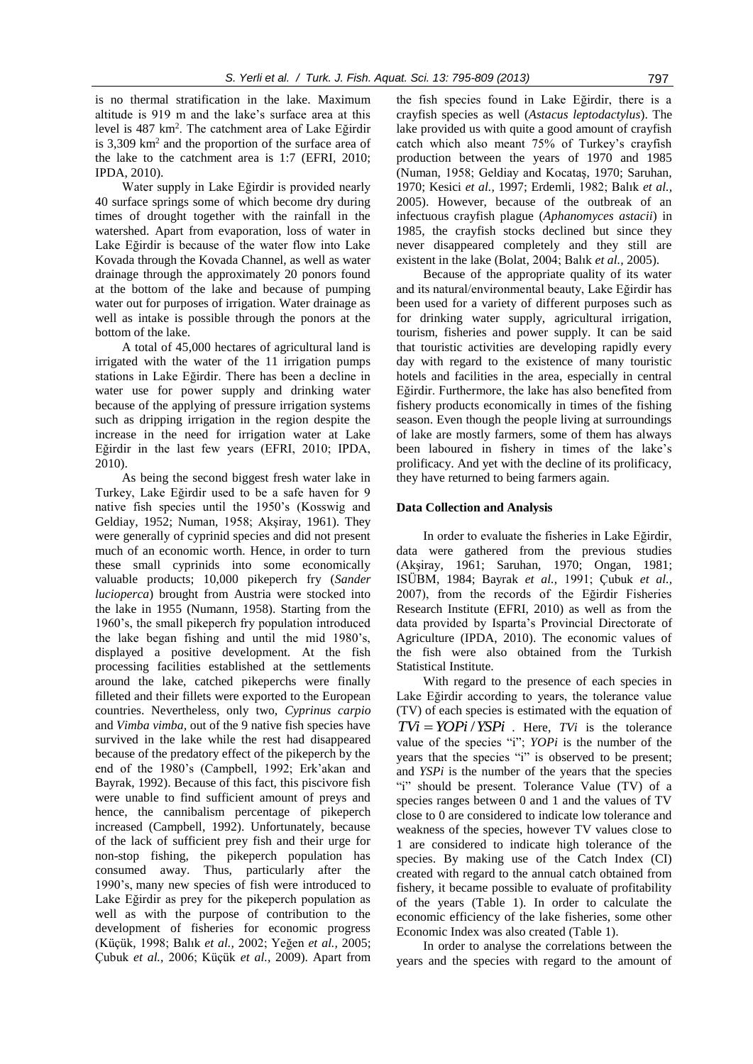is no thermal stratification in the lake. Maximum altitude is 919 m and the lake's surface area at this level is 487 km$^2$. The catchment area of Lake Eğirdir is 3,309 km$^2$ and the proportion of the surface area of the lake to the catchment area is 1:7 (EFRI, 2010; IPDA, 2010).

Water supply in Lake Eğirdir is provided nearly 40 surface springs some of which become dry during times of drought together with the rainfall in the watershed. Apart from evaporation, loss of water in Lake Eğirdir is because of the water flow into Lake Kovada through the Kovada Channel, as well as water drainage through the approximately 20 ponors found at the bottom of the lake and because of pumping water out for purposes of irrigation. Water drainage as well as intake is possible through the ponors at the bottom of the lake.

A total of 45,000 hectares of agricultural land is irrigated with the water of the 11 irrigation pumps stations in Lake Eğirdir. There has been a decline in water use for power supply and drinking water because of the applying of pressure irrigation systems such as dripping irrigation in the region despite the increase in the need for irrigation water at Lake Eğirdir in the last few years (EFRI, 2010; IPDA, 2010).

As being the second biggest fresh water lake in Turkey, Lake Eğirdir used to be a safe haven for 9 native fish species until the 1950's (Kosswig and Geldiay, 1952; Numan, 1958; Akşiray, 1961). They were generally of cyprinid species and did not present much of an economic worth. Hence, in order to turn these small cyprinids into some economically valuable products; 10,000 pikeperch fry (*Sander lucioperca*) brought from Austria were stocked into the lake in 1955 (Numann, 1958). Starting from the 1960's, the small pikeperch fry population introduced the lake began fishing and until the mid 1980's, displayed a positive development. At the fish processing facilities established at the settlements around the lake, catched pikeperchs were finally filleted and their fillets were exported to the European countries. Nevertheless, only two, *Cyprinus carpio* and *Vimba vimba,* out of the 9 native fish species have survived in the lake while the rest had disappeared because of the predatory effect of the pikeperch by the end of the 1980's (Campbell, 1992; Erk'akan and Bayrak, 1992). Because of this fact, this piscivore fish were unable to find sufficient amount of preys and hence, the cannibalism percentage of pikeperch increased (Campbell, 1992). Unfortunately, because of the lack of sufficient prey fish and their urge for non-stop fishing, the pikeperch population has consumed away. Thus, particularly after the 1990's, many new species of fish were introduced to Lake Eğirdir as prey for the pikeperch population as well as with the purpose of contribution to the development of fisheries for economic progress (Küçük, 1998; Balık *et al.,* 2002; Yeğen *et al.,* 2005; Çubuk *et al.,* 2006; Küçük *et al.,* 2009). Apart from the fish species found in Lake Eğirdir, there is a crayfish species as well (*Astacus leptodactylus*). The lake provided us with quite a good amount of crayfish catch which also meant 75% of Turkey's crayfish production between the years of 1970 and 1985 (Numan, 1958; Geldiay and Kocataş, 1970; Saruhan, 1970; Kesici *et al.,* 1997; Erdemli, 1982; Balık *et al.,* 2005). However, because of the outbreak of an infectuous crayfish plague (*Aphanomyces astacii*) in 1985, the crayfish stocks declined but since they never disappeared completely and they still are existent in the lake (Bolat, 2004; Balık *et al.,* 2005).

Because of the appropriate quality of its water and its natural/environmental beauty, Lake Eğirdir has been used for a variety of different purposes such as for drinking water supply, agricultural irrigation, tourism, fisheries and power supply. It can be said that touristic activities are developing rapidly every day with regard to the existence of many touristic hotels and facilities in the area, especially in central Eğirdir. Furthermore, the lake has also benefited from fishery products economically in times of the fishing season. Even though the people living at surroundings of lake are mostly farmers, some of them has always been laboured in fishery in times of the lake's prolificacy. And yet with the decline of its prolificacy, they have returned to being farmers again.

## Data Collection and Analysis

In order to evaluate the fisheries in Lake Eğirdir, data were gathered from the previous studies (Akşiray, 1961; Saruhan, 1970; Ongan, 1981; ISÜBM, 1984; Bayrak *et al.,* 1991; Çubuk *et al.,* 2007), from the records of the Eğirdir Fisheries Research Institute (EFRI, 2010) as well as from the data provided by Isparta's Provincial Directorate of Agriculture (IPDA, 2010). The economic values of the fish were also obtained from the Turkish Statistical Institute.

With regard to the presence of each species in Lake Eğirdir according to years, the tolerance value (TV) of each species is estimated with the equation of $TVi = YOPi / YSPi$ . Here, *TVi* is the tolerance value of the species "i"; *YOPi* is the number of the years that the species "i" is observed to be present; and *YSPi* is the number of the years that the species "i" should be present. Tolerance Value (TV) of a species ranges between 0 and 1 and the values of TV close to 0 are considered to indicate low tolerance and weakness of the species, however TV values close to 1 are considered to indicate high tolerance of the species. By making use of the Catch Index (CI) created with regard to the annual catch obtained from fishery, it became possible to evaluate of profitability of the years (Table 1). In order to calculate the economic efficiency of the lake fisheries, some other Economic Index was also created (Table 1).

In order to analyse the correlations between the years and the species with regard to the amount of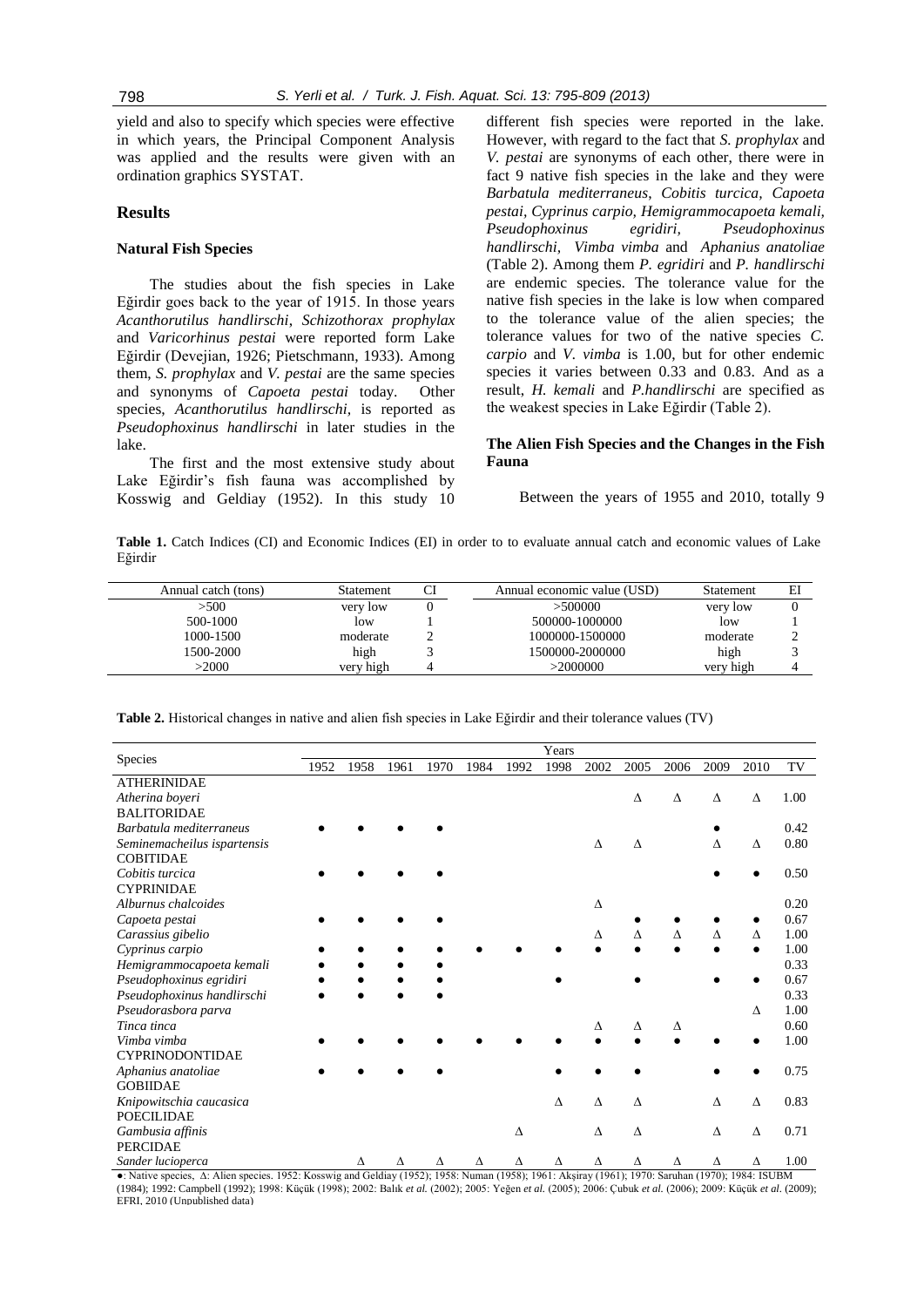yield and also to specify which species were effective in which years, the Principal Component Analysis was applied and the results were given with an ordination graphics SYSTAT.

## Results

### Natural Fish Species

The studies about the fish species in Lake Eğirdir goes back to the year of 1915. In those years *Acanthorutilus handlirschi*, *Schizothorax prophylax* and *Varicorhinus pestai* were reported form Lake Eğirdir (Devejian, 1926; Pietschmann, 1933). Among them, *S. prophylax* and *V. pestai* are the same species and synonyms of *Capoeta pestai* today. Other species, *Acanthorutilus handlirschi*, is reported as *Pseudophoxinus handlirschi* in later studies in the lake.

The first and the most extensive study about Lake Eğirdir's fish fauna was accomplished by Kosswig and Geldiay (1952). In this study 10 different fish species were reported in the lake. However, with regard to the fact that *S. prophylax* and *V. pestai* are synonyms of each other, there were in fact 9 native fish species in the lake and they were *Barbatula mediterraneus*, *Cobitis turcica*, *Capoeta pestai*, *Cyprinus carpio*, *Hemigrammocapoeta kemali*, *Pseudophoxinus egridiri*, *Pseudophoxinus handlirschi*, *Vimba vimba* and *Aphanius anatoliae* (Table 2). Among them *P. egridiri* and *P. handlirschi* are endemic species. The tolerance value for the native fish species in the lake is low when compared to the tolerance value of the alien species; the tolerance values for two of the native species *C. carpio* and *V. vimba* is 1.00, but for other endemic species it varies between 0.33 and 0.83. And as a result, *H. kemali* and *P.handlirschi* are specified as the weakest species in Lake Eğirdir (Table 2).

### The Alien Fish Species and the Changes in the Fish Fauna

Between the years of 1955 and 2010, totally 9

**Table 1.** Catch Indices (CI) and Economic Indices (EI) in order to to evaluate annual catch and economic values of Lake Eğirdir

| Annual catch (tons) | Statement | CI | Annual economic value (USD) | Statement | EI |
|---|---|---|---|---|---|
| >500 | very low | 0 | >500000 | very low | 0 |
| 500-1000 | low | 1 | 500000-1000000 | low | 1 |
| 1000-1500 | moderate | 2 | 1000000-1500000 | moderate | 2 |
| 1500-2000 | high | 3 | 1500000-2000000 | high | 3 |
| >2000 | very high | 4 | >2000000 | very high | 4 |

**Table 2.** Historical changes in native and alien fish species in Lake Eğirdir and their tolerance values (TV)

| Species | Years | | | | | | | | | | | | |
|---|---|---|---|---|---|---|---|---|---|---|---|---|---|
| | 1952 | 1958 | 1961 | 1970 | 1984 | 1992 | 1998 | 2002 | 2005 | 2006 | 2009 | 2010 | TV |
| ATHERINIDAE | | | | | | | | | | | | | |
| *Atherina boyeri* | | | | | | | | | Δ | Δ | Δ | Δ | 1.00 |
| BALITORIDAE | | | | | | | | | | | | | |
| *Barbatula mediterraneus* | ● | ● | ● | ● | | | | | | | ● | | 0.42 |
| *Seminemacheilus ispartensis* | | | | | | | | Δ | Δ | | Δ | Δ | 0.80 |
| COBITIDAE | | | | | | | | | | | | | |
| *Cobitis turcica* | ● | ● | ● | ● | | | | | | | ● | ● | 0.50 |
| CYPRINIDAE | | | | | | | | | | | | | |
| *Alburnus chalcoides* | | | | | | | | Δ | | | | | 0.20 |
| *Capoeta pestai* | ● | ● | ● | ● | | | | | ● | ● | ● | ● | 0.67 |
| *Carassius gibelio* | | | | | | | | Δ | Δ | Δ | Δ | Δ | 1.00 |
| *Cyprinus carpio* | ● | ● | ● | ● | ● | ● | ● | ● | ● | ● | ● | ● | 1.00 |
| *Hemigrammocapoeta kemali* | ● | ● | ● | ● | | | | | | | | | 0.33 |
| *Pseudophoxinus egridiri* | ● | ● | ● | ● | | | ● | | ● | | ● | ● | 0.67 |
| *Pseudophoxinus handlirschi* | ● | ● | ● | ● | | | | | | | | | 0.33 |
| *Pseudorasbora parva* | | | | | | | | | | | | Δ | 1.00 |
| *Tinca tinca* | | | | | | | | Δ | Δ | Δ | | | 0.60 |
| *Vimba vimba* | ● | ● | ● | ● | ● | ● | ● | ● | ● | ● | ● | ● | 1.00 |
| CYPRINODONTIDAE | | | | | | | | | | | | | |
| *Aphanius anatoliae* | ● | ● | ● | ● | | | ● | ● | ● | | ● | ● | 0.75 |
| GOBIIDAE | | | | | | | | | | | | | |
| *Knipowitschia caucasica* | | | | | | | Δ | Δ | Δ | | Δ | Δ | 0.83 |
| POECILIDAE | | | | | | | | | | | | | |
| *Gambusia affinis* | | | | | | Δ | | Δ | Δ | | Δ | Δ | 0.71 |
| PERCIDAE | | | | | | | | | | | | | |
| *Sander lucioperca* | | Δ | Δ | Δ | Δ | Δ | Δ | Δ | Δ | Δ | Δ | Δ | 1.00 |

●: Native species, Δ: Alien species. 1952: Kosswig and Geldiay (1952); 1958: Numan (1958); 1961: Akşiray (1961); 1970: Saruhan (1970); 1984: ISUBM (1984); 1992: Campbell (1992); 1998: Küçük (1998); 2002: Balık *et al.* (2002); 2005: Yeğen *et al.* (2005); 2006: Çubuk *et al.* (2006); 2009: Küçük *et al.* (2009); EFRI, 2010 (Unpublished data)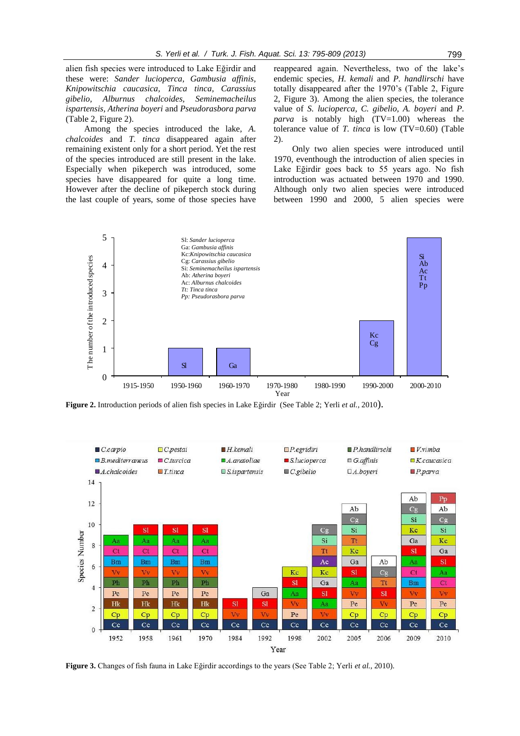alien fish species were introduced to Lake Eğirdir and these were: *Sander lucioperca, Gambusia affinis, Knipowitschia caucasica, Tinca tinca, Carassius gibelio, Alburnus chalcoides, Seminemacheilus ispartensis, Atherina boyeri* and *Pseudorasbora parva* (Table 2, Figure 2).

Among the species introduced the lake, *A. chalcoides* and *T. tinca* disappeared again after remaining existent only for a short period. Yet the rest of the species introduced are still present in the lake. Especially when pikeperch was introduced, some species have disappeared for quite a long time. However after the decline of pikeperch stock during the last couple of years, some of those species have reappeared again. Nevertheless, two of the lake's endemic species, *H. kemali* and *P. handlirschi* have totally disappeared after the 1970's (Table 2, Figure 3). Among the alien species, the tolerance value of *S. lucioperca, C. gibelio, A. boyeri* and *P. parva* is notably high (TV=1.00) whereas the tolerance value of *T. tinca* is low (TV=0.60) (Table 2).

Only two alien species were introduced until 1970, eventhough the introduction of alien species in Lake Eğirdir goes back to 55 years ago. No fish introduction was actuated between 1970 and 1990. Although only two alien species were introduced between 1990 and 2000, 5 alien species were

**Figure 2.** Introduction periods of alien fish species in Lake Eğirdir (See Table 2; Yerli *et al.*, 2010).

**Figure 3.** Changes of fish fauna in Lake Eğirdir accordings to the years (See Table 2; Yerli *et al.*, 2010).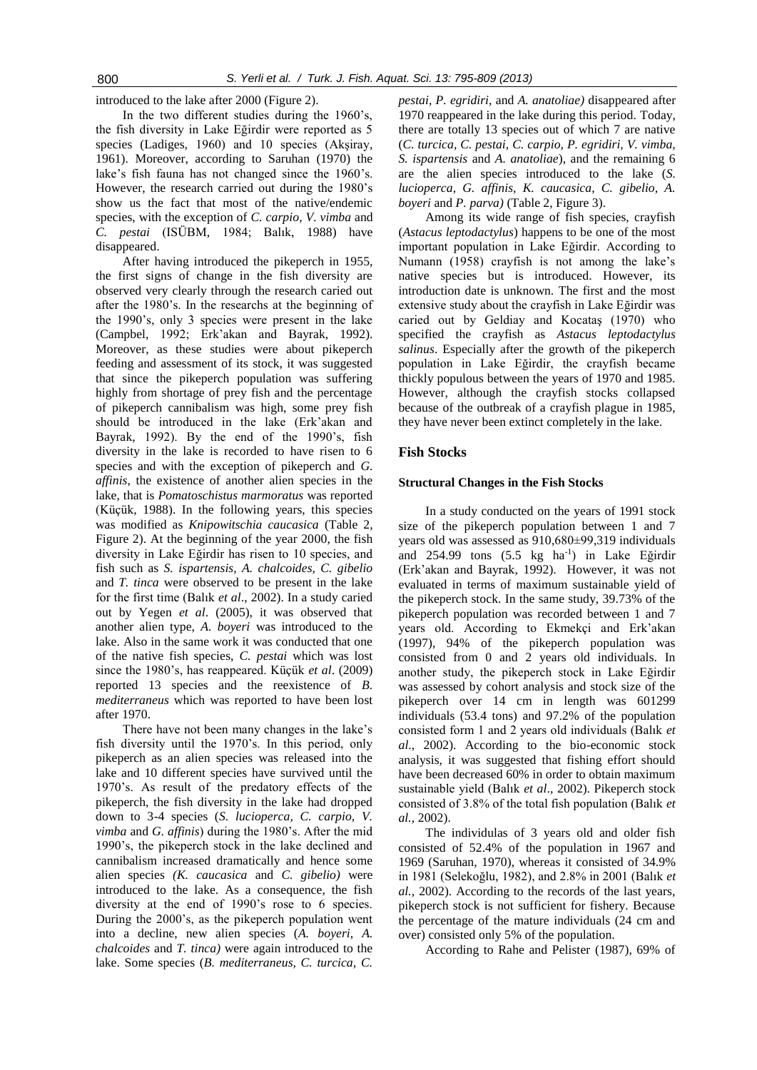introduced to the lake after 2000 (Figure 2).

In the two different studies during the 1960's, the fish diversity in Lake Eğirdir were reported as 5 species (Ladiges, 1960) and 10 species (Akşiray, 1961). Moreover, according to Saruhan (1970) the lake's fish fauna has not changed since the 1960's. However, the research carried out during the 1980's show us the fact that most of the native/endemic species, with the exception of *C. carpio, V. vimba* and *C. pestai* (ISÜBM, 1984; Balık, 1988) have disappeared.

After having introduced the pikeperch in 1955, the first signs of change in the fish diversity are observed very clearly through the research caried out after the 1980's. In the researchs at the beginning of the 1990's, only 3 species were present in the lake (Campbel, 1992; Erk'akan and Bayrak, 1992). Moreover, as these studies were about pikeperch feeding and assessment of its stock, it was suggested that since the pikeperch population was suffering highly from shortage of prey fish and the percentage of pikeperch cannibalism was high, some prey fish should be introduced in the lake (Erk'akan and Bayrak, 1992). By the end of the 1990's, fish diversity in the lake is recorded to have risen to 6 species and with the exception of pikeperch and *G. affinis*, the existence of another alien species in the lake, that is *Pomatoschistus marmoratus* was reported (Küçük, 1988). In the following years, this species was modified as *Knipowitschia caucasica* (Table 2, Figure 2). At the beginning of the year 2000, the fish diversity in Lake Eğirdir has risen to 10 species, and fish such as *S. ispartensis, A. chalcoides, C. gibelio* and *T. tinca* were observed to be present in the lake for the first time (Balık *et al*., 2002). In a study caried out by Yegen *et al*. (2005), it was observed that another alien type, *A. boyeri* was introduced to the lake. Also in the same work it was conducted that one of the native fish species, *C. pestai* which was lost since the 1980's, has reappeared. Küçük *et al*. (2009) reported 13 species and the reexistence of *B. mediterraneus* which was reported to have been lost after 1970.

There have not been many changes in the lake's fish diversity until the 1970's. In this period, only pikeperch as an alien species was released into the lake and 10 different species have survived until the 1970's. As result of the predatory effects of the pikeperch, the fish diversity in the lake had dropped down to 3-4 species (*S. lucioperca, C. carpio, V. vimba* and *G. affinis*) during the 1980's. After the mid 1990's, the pikeperch stock in the lake declined and cannibalism increased dramatically and hence some alien species *(K. caucasica* and *C. gibelio)* were introduced to the lake. As a consequence, the fish diversity at the end of 1990's rose to 6 species. During the 2000's, as the pikeperch population went into a decline, new alien species (*A. boyeri, A. chalcoides* and *T. tinca)* were again introduced to the lake. Some species (*B. mediterraneus, C. turcica, C. pestai, P. egridiri,* and *A. anatoliae)* disappeared after 1970 reappeared in the lake during this period. Today, there are totally 13 species out of which 7 are native (*C. turcica, C. pestai, C. carpio, P. egridiri, V. vimba, S. ispartensis* and *A. anatoliae*), and the remaining 6 are the alien species introduced to the lake (*S. lucioperca, G. affinis, K. caucasica, C. gibelio, A. boyeri* and *P. parva)* (Table 2, Figure 3).

Among its wide range of fish species, crayfish (*Astacus leptodactylus*) happens to be one of the most important population in Lake Eğirdir. According to Numann (1958) crayfish is not among the lake's native species but is introduced. However, its introduction date is unknown. The first and the most extensive study about the crayfish in Lake Eğirdir was caried out by Geldiay and Kocataş (1970) who specified the crayfish as *Astacus leptodactylus salinus*. Especially after the growth of the pikeperch population in Lake Eğirdir, the crayfish became thickly populous between the years of 1970 and 1985. However, although the crayfish stocks collapsed because of the outbreak of a crayfish plague in 1985, they have never been extinct completely in the lake.

## Fish Stocks

### Structural Changes in the Fish Stocks

In a study conducted on the years of 1991 stock size of the pikeperch population between 1 and 7 years old was assessed as 910,680±99,319 individuals and 254.99 tons (5.5 kg ha$^{-1}$) in Lake Eğirdir (Erk'akan and Bayrak, 1992). However, it was not evaluated in terms of maximum sustainable yield of the pikeperch stock. In the same study, 39.73% of the pikeperch population was recorded between 1 and 7 years old. According to Ekmekçi and Erk'akan (1997), 94% of the pikeperch population was consisted from 0 and 2 years old individuals. In another study, the pikeperch stock in Lake Eğirdir was assessed by cohort analysis and stock size of the pikeperch over 14 cm in length was 601299 individuals (53.4 tons) and 97.2% of the population consisted form 1 and 2 years old individuals (Balık *et al.,* 2002). According to the bio-economic stock analysis, it was suggested that fishing effort should have been decreased 60% in order to obtain maximum sustainable yield (Balık *et al*., 2002). Pikeperch stock consisted of 3.8% of the total fish population (Balık *et al.,* 2002).

The individulas of 3 years old and older fish consisted of 52.4% of the population in 1967 and 1969 (Saruhan, 1970), whereas it consisted of 34.9% in 1981 (Selekoğlu, 1982), and 2.8% in 2001 (Balık *et al.*, 2002). According to the records of the last years, pikeperch stock is not sufficient for fishery. Because the percentage of the mature individuals (24 cm and over) consisted only 5% of the population.

According to Rahe and Pelister (1987), 69% of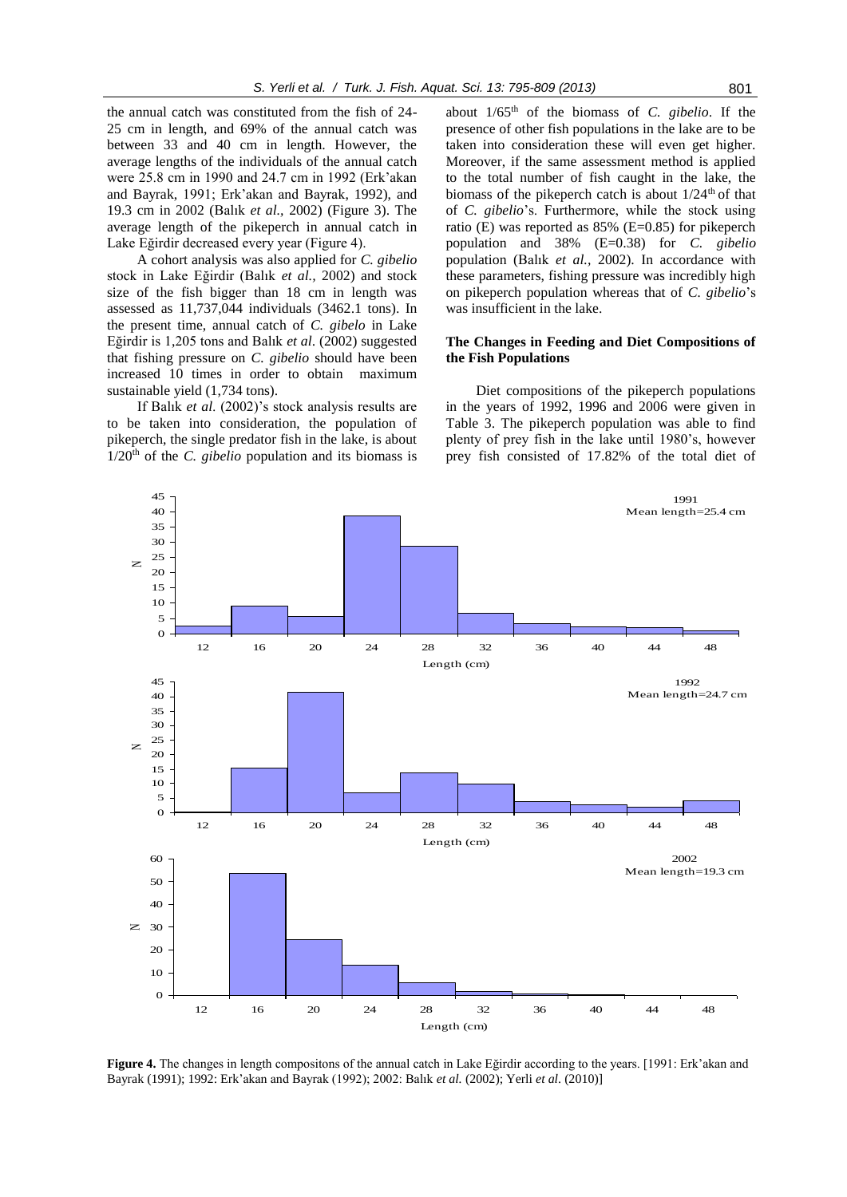the annual catch was constituted from the fish of 24-25 cm in length, and 69% of the annual catch was between 33 and 40 cm in length. However, the average lengths of the individuals of the annual catch were 25.8 cm in 1990 and 24.7 cm in 1992 (Erk'akan and Bayrak, 1991; Erk'akan and Bayrak, 1992), and 19.3 cm in 2002 (Balık *et al.,* 2002) (Figure 3). The average length of the pikeperch in annual catch in Lake Eğirdir decreased every year (Figure 4).

A cohort analysis was also applied for *C. gibelio* stock in Lake Eğirdir (Balık *et al.,* 2002) and stock size of the fish bigger than 18 cm in length was assessed as 11,737,044 individuals (3462.1 tons). In the present time, annual catch of *C. gibelo* in Lake Eğirdir is 1,205 tons and Balık *et al*. (2002) suggested that fishing pressure on *C. gibelio* should have been increased 10 times in order to obtain maximum sustainable yield (1,734 tons).

If Balık *et al.* (2002)'s stock analysis results are to be taken into consideration, the population of pikeperch, the single predator fish in the lake, is about $1/20^{th}$ of the *C. gibelio* population and its biomass is about $1/65^{th}$ of the biomass of *C. gibelio*. If the presence of other fish populations in the lake are to be taken into consideration these will even get higher. Moreover, if the same assessment method is applied to the total number of fish caught in the lake, the biomass of the pikeperch catch is about $1/24^{th}$ of that of *C. gibelio*'s. Furthermore, while the stock using ratio (E) was reported as 85% (E=0.85) for pikeperch population and 38% (E=0.38) for *C. gibelio* population (Balık *et al.,* 2002). In accordance with these parameters, fishing pressure was incredibly high on pikeperch population whereas that of *C. gibelio*'s was insufficient in the lake.

## The Changes in Feeding and Diet Compositions of the Fish Populations

Diet compositions of the pikeperch populations in the years of 1992, 1996 and 2006 were given in Table 3. The pikeperch population was able to find plenty of prey fish in the lake until 1980's, however prey fish consisted of 17.82% of the total diet of

**Figure 4.** The changes in length compositons of the annual catch in Lake Eğirdir according to the years. [1991: Erk'akan and Bayrak (1991); 1992: Erk'akan and Bayrak (1992); 2002: Balık *et al.* (2002); Yerli *et al.* (2010)]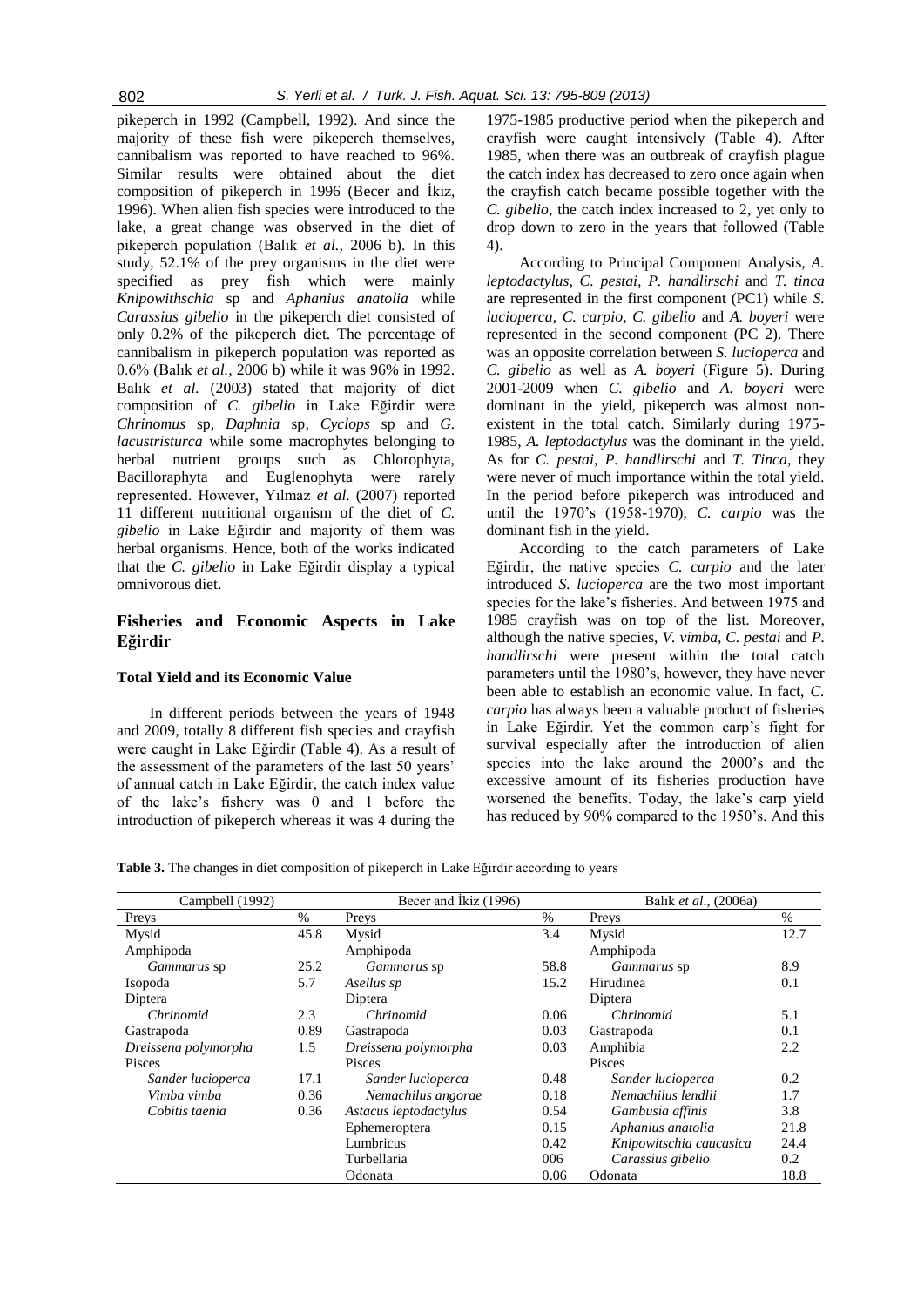pikeperch in 1992 (Campbell, 1992). And since the majority of these fish were pikeperch themselves, cannibalism was reported to have reached to 96%. Similar results were obtained about the diet composition of pikeperch in 1996 (Becer and İkiz, 1996). When alien fish species were introduced to the lake, a great change was observed in the diet of pikeperch population (Balık *et al.,* 2006 b). In this study, 52.1% of the prey organisms in the diet were specified as prey fish which were mainly *Knipowithschia* sp and *Aphanius anatolia* while *Carassius gibelio* in the pikeperch diet consisted of only 0.2% of the pikeperch diet. The percentage of cannibalism in pikeperch population was reported as 0.6% (Balık *et al.,* 2006 b) while it was 96% in 1992. Balık *et al.* (2003) stated that majority of diet composition of *C. gibelio* in Lake Eğirdir were *Chrinomus* sp, *Daphnia* sp, *Cyclops* sp and *G. lacustristurca* while some macrophytes belonging to herbal nutrient groups such as Chlorophyta, Bacilloraphyta and Euglenophyta were rarely represented. However, Yılmaz *et al.* (2007) reported 11 different nutritional organism of the diet of *C. gibelio* in Lake Eğirdir and majority of them was herbal organisms. Hence, both of the works indicated that the *C. gibelio* in Lake Eğirdir display a typical omnivorous diet.

## Fisheries and Economic Aspects in Lake Eğirdir

### Total Yield and its Economic Value

In different periods between the years of 1948 and 2009, totally 8 different fish species and crayfish were caught in Lake Eğirdir (Table 4). As a result of the assessment of the parameters of the last 50 years' of annual catch in Lake Eğirdir, the catch index value of the lake's fishery was 0 and 1 before the introduction of pikeperch whereas it was 4 during the 1975-1985 productive period when the pikeperch and crayfish were caught intensively (Table 4). After 1985, when there was an outbreak of crayfish plague the catch index has decreased to zero once again when the crayfish catch became possible together with the *C. gibelio*, the catch index increased to 2, yet only to drop down to zero in the years that followed (Table 4).

According to Principal Component Analysis, *A. leptodactylus, C. pestai, P. handlirschi* and *T. tinca* are represented in the first component (PC1) while *S. lucioperca, C. carpio, C. gibelio* and *A. boyeri* were represented in the second component (PC 2). There was an opposite correlation between *S. lucioperca* and *C. gibelio* as well as *A. boyeri* (Figure 5). During 2001-2009 when *C. gibelio* and *A. boyeri* were dominant in the yield, pikeperch was almost non-existent in the total catch. Similarly during 1975-1985, *A. leptodactylus* was the dominant in the yield. As for *C. pestai*, *P. handlirschi* and *T. Tinca*, they were never of much importance within the total yield. In the period before pikeperch was introduced and until the 1970's (1958-1970), *C. carpio* was the dominant fish in the yield.

According to the catch parameters of Lake Eğirdir, the native species *C. carpio* and the later introduced *S. lucioperca* are the two most important species for the lake's fisheries. And between 1975 and 1985 crayfish was on top of the list. Moreover, although the native species, *V. vimba, C. pestai* and *P. handlirschi* were present within the total catch parameters until the 1980's, however, they have never been able to establish an economic value. In fact, *C. carpio* has always been a valuable product of fisheries in Lake Eğirdir. Yet the common carp's fight for survival especially after the introduction of alien species into the lake around the 2000's and the excessive amount of its fisheries production have worsened the benefits. Today, the lake's carp yield has reduced by 90% compared to the 1950's. And this

**Table 3.** The changes in diet composition of pikeperch in Lake Eğirdir according to years

| Campbell (1992) | | Becer and İkiz (1996) | | Balık *et al.*, (2006a) | |
|---|---|---|---|---|---|
| Preys | % | Preys | % | Preys | % |
| Mysid | 45.8 | Mysid | 3.4 | Mysid | 12.7 |
| Amphipoda | | Amphipoda | | Amphipoda | |
| *Gammarus* sp | 25.2 | *Gammarus* sp | 58.8 | *Gammarus* sp | 8.9 |
| Isopoda | 5.7 | *Asellus sp* | 15.2 | Hirudinea | 0.1 |
| Diptera | | Diptera | | Diptera | |
| *Chrinomid* | 2.3 | *Chrinomid* | 0.06 | *Chrinomid* | 5.1 |
| Gastrapoda | 0.89 | Gastrapoda | 0.03 | Gastrapoda | 0.1 |
| *Dreissena polymorpha* | 1.5 | *Dreissena polymorpha* | 0.03 | Amphibia | 2.2 |
| Pisces | | Pisces | | Pisces | |
| *Sander lucioperca* | 17.1 | *Sander lucioperca* | 0.48 | *Sander lucioperca* | 0.2 |
| *Vimba vimba* | 0.36 | *Nemachilus angorae* | 0.18 | *Nemachilus lendlii* | 1.7 |
| *Cobitis taenia* | 0.36 | *Astacus leptodactylus* | 0.54 | *Gambusia affinis* | 3.8 |
| | | Ephemeroptera | 0.15 | *Aphanius anatolia* | 21.8 |
| | | Lumbricus | 0.42 | *Knipowitschia caucasica* | 24.4 |
| | | Turbellaria | 006 | *Carassius gibelio* | 0.2 |
| | | Odonata | 0.06 | Odonata | 18.8 |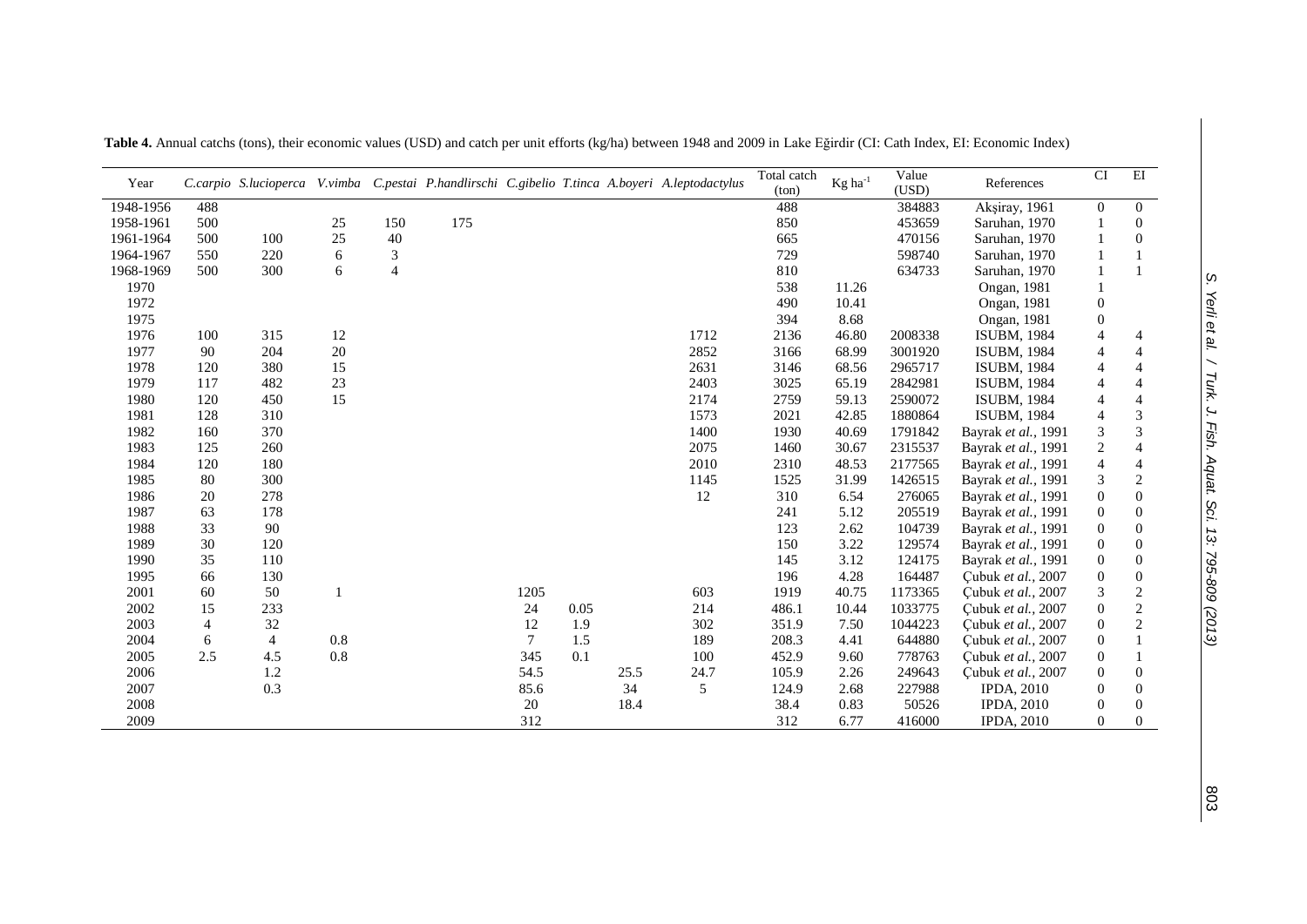**Table 4.** Annual catchs (tons), their economic values (USD) and catch per unit efforts (kg/ha) between 1948 and 2009 in Lake Eğirdir (CI: Cath Index, EI: Economic Index)

| Year | *C.carpio* | *S.lucioperca* | *V.vimba* | *C.pestai* | *P.handlirschi* | *C.gibelio* | *T.tinca* | *A.boyeri* | *A.leptodactylus* | Total catch (ton) | Kg $ha^{-1}$ | Value (USD) | References | CI | EI |
|---|---|---|---|---|---|---|---|---|---|---|---|---|---|---|---|
| 1948-1956 | 488 | | | | | | | | | 488 | | 384883 | Akşiray, 1961 | 0 | 0 |
| 1958-1961 | 500 | | 25 | 150 | 175 | | | | | 850 | | 453659 | Saruhan, 1970 | 1 | 0 |
| 1961-1964 | 500 | 100 | 25 | 40 | | | | | | 665 | | 470156 | Saruhan, 1970 | 1 | 0 |
| 1964-1967 | 550 | 220 | 6 | 3 | | | | | | 729 | | 598740 | Saruhan, 1970 | 1 | 1 |
| 1968-1969 | 500 | 300 | 6 | 4 | | | | | | 810 | | 634733 | Saruhan, 1970 | 1 | 1 |
| 1970 | | | | | | | | | | 538 | 11.26 | | Ongan, 1981 | 1 | |
| 1972 | | | | | | | | | | 490 | 10.41 | | Ongan, 1981 | 0 | |
| 1975 | | | | | | | | | | 394 | 8.68 | | Ongan, 1981 | 0 | |
| 1976 | 100 | 315 | 12 | | | | | | 1712 | 2136 | 46.80 | 2008338 | ISUBM, 1984 | 4 | 4 |
| 1977 | 90 | 204 | 20 | | | | | | 2852 | 3166 | 68.99 | 3001920 | ISUBM, 1984 | 4 | 4 |
| 1978 | 120 | 380 | 15 | | | | | | 2631 | 3146 | 68.56 | 2965717 | ISUBM, 1984 | 4 | 4 |
| 1979 | 117 | 482 | 23 | | | | | | 2403 | 3025 | 65.19 | 2842981 | ISUBM, 1984 | 4 | 4 |
| 1980 | 120 | 450 | 15 | | | | | | 2174 | 2759 | 59.13 | 2590072 | ISUBM, 1984 | 4 | 4 |
| 1981 | 128 | 310 | | | | | | | 1573 | 2021 | 42.85 | 1880864 | ISUBM, 1984 | 4 | 3 |
| 1982 | 160 | 370 | | | | | | | 1400 | 1930 | 40.69 | 1791842 | Bayrak *et al.*, 1991 | 3 | 3 |
| 1983 | 125 | 260 | | | | | | | 2075 | 1460 | 30.67 | 2315537 | Bayrak *et al.*, 1991 | 2 | 4 |
| 1984 | 120 | 180 | | | | | | | 2010 | 2310 | 48.53 | 2177565 | Bayrak *et al.*, 1991 | 4 | 4 |
| 1985 | 80 | 300 | | | | | | | 1145 | 1525 | 31.99 | 1426515 | Bayrak *et al.*, 1991 | 3 | 2 |
| 1986 | 20 | 278 | | | | | | | 12 | 310 | 6.54 | 276065 | Bayrak *et al.*, 1991 | 0 | 0 |
| 1987 | 63 | 178 | | | | | | | | 241 | 5.12 | 205519 | Bayrak *et al.*, 1991 | 0 | 0 |
| 1988 | 33 | 90 | | | | | | | | 123 | 2.62 | 104739 | Bayrak *et al.*, 1991 | 0 | 0 |
| 1989 | 30 | 120 | | | | | | | | 150 | 3.22 | 129574 | Bayrak *et al.*, 1991 | 0 | 0 |
| 1990 | 35 | 110 | | | | | | | | 145 | 3.12 | 124175 | Bayrak *et al.*, 1991 | 0 | 0 |
| 1995 | 66 | 130 | | | | | | | | 196 | 4.28 | 164487 | Çubuk *et al.*, 2007 | 0 | 0 |
| 2001 | 60 | 50 | 1 | | | 1205 | | | 603 | 1919 | 40.75 | 1173365 | Çubuk *et al.*, 2007 | 3 | 2 |
| 2002 | 15 | 233 | | | | 24 | 0.05 | | 214 | 486.1 | 10.44 | 1033775 | Çubuk *et al.*, 2007 | 0 | 2 |
| 2003 | 4 | 32 | | | | 12 | 1.9 | | 302 | 351.9 | 7.50 | 1044223 | Çubuk *et al.*, 2007 | 0 | 2 |
| 2004 | 6 | 4 | 0.8 | | | 7 | 1.5 | | 189 | 208.3 | 4.41 | 644880 | Çubuk *et al.*, 2007 | 0 | 1 |
| 2005 | 2.5 | 4.5 | 0.8 | | | 345 | 0.1 | | 100 | 452.9 | 9.60 | 778763 | Çubuk *et al.*, 2007 | 0 | 1 |
| 2006 | | 1.2 | | | | 54.5 | | 25.5 | 24.7 | 105.9 | 2.26 | 249643 | Çubuk *et al.*, 2007 | 0 | 0 |
| 2007 | | 0.3 | | | | 85.6 | | 34 | 5 | 124.9 | 2.68 | 227988 | IPDA, 2010 | 0 | 0 |
| 2008 | | | | | | 20 | | 18.4 | | 38.4 | 0.83 | 50526 | IPDA, 2010 | 0 | 0 |
| 2009 | | | | | | 312 | | | | 312 | 6.77 | 416000 | IPDA, 2010 | 0 | 0 |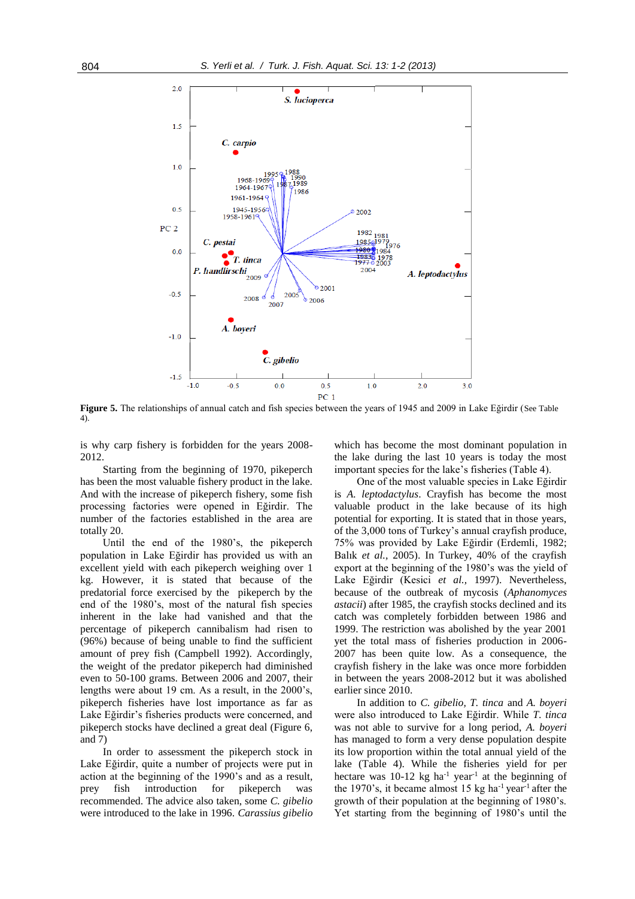Figure 5. The relationships of annual catch and fish species between the years of 1945 and 2009 in Lake Eğirdir (See Table 4).

is why carp fishery is forbidden for the years 2008-2012.

Starting from the beginning of 1970, pikeperch has been the most valuable fishery product in the lake. And with the increase of pikeperch fishery, some fish processing factories were opened in Eğirdir. The number of the factories established in the area are totally 20.

Until the end of the 1980's, the pikeperch population in Lake Eğirdir has provided us with an excellent yield with each pikeperch weighing over 1 kg. However, it is stated that because of the predatorial force exercised by the pikeperch by the end of the 1980's, most of the natural fish species inherent in the lake had vanished and that the percentage of pikeperch cannibalism had risen to (96%) because of being unable to find the sufficient amount of prey fish (Campbell 1992). Accordingly, the weight of the predator pikeperch had diminished even to 50-100 grams. Between 2006 and 2007, their lengths were about 19 cm. As a result, in the 2000's, pikeperch fisheries have lost importance as far as Lake Eğirdir's fisheries products were concerned, and pikeperch stocks have declined a great deal (Figure 6, and 7)

In order to assessment the pikeperch stock in Lake Eğirdir, quite a number of projects were put in action at the beginning of the 1990's and as a result, prey fish introduction for pikeperch was recommended. The advice also taken, some *C. gibelio* were introduced to the lake in 1996. *Carassius gibelio* which has become the most dominant population in the lake during the last 10 years is today the most important species for the lake's fisheries (Table 4).

One of the most valuable species in Lake Eğirdir is *A. leptodactylus*. Crayfish has become the most valuable product in the lake because of its high potential for exporting. It is stated that in those years, of the 3,000 tons of Turkey's annual crayfish produce, 75% was provided by Lake Eğirdir (Erdemli, 1982; Balık *et al.,* 2005). In Turkey, 40% of the crayfish export at the beginning of the 1980's was the yield of Lake Eğirdir (Kesici *et al.,* 1997). Nevertheless, because of the outbreak of mycosis (*Aphanomyces astacii*) after 1985, the crayfish stocks declined and its catch was completely forbidden between 1986 and 1999. The restriction was abolished by the year 2001 yet the total mass of fisheries production in 2006-2007 has been quite low. As a consequence, the crayfish fishery in the lake was once more forbidden in between the years 2008-2012 but it was abolished earlier since 2010.

In addition to *C. gibelio, T. tinca* and *A. boyeri* were also introduced to Lake Eğirdir. While *T. tinca* was not able to survive for a long period, *A. boyeri* has managed to form a very dense population despite its low proportion within the total annual yield of the lake (Table 4). While the fisheries yield for per hectare was 10-12 kg ha$^{-1}$ year$^{-1}$ at the beginning of the 1970's, it became almost 15 kg ha$^{-1}$ year$^{-1}$ after the growth of their population at the beginning of 1980's. Yet starting from the beginning of 1980's until the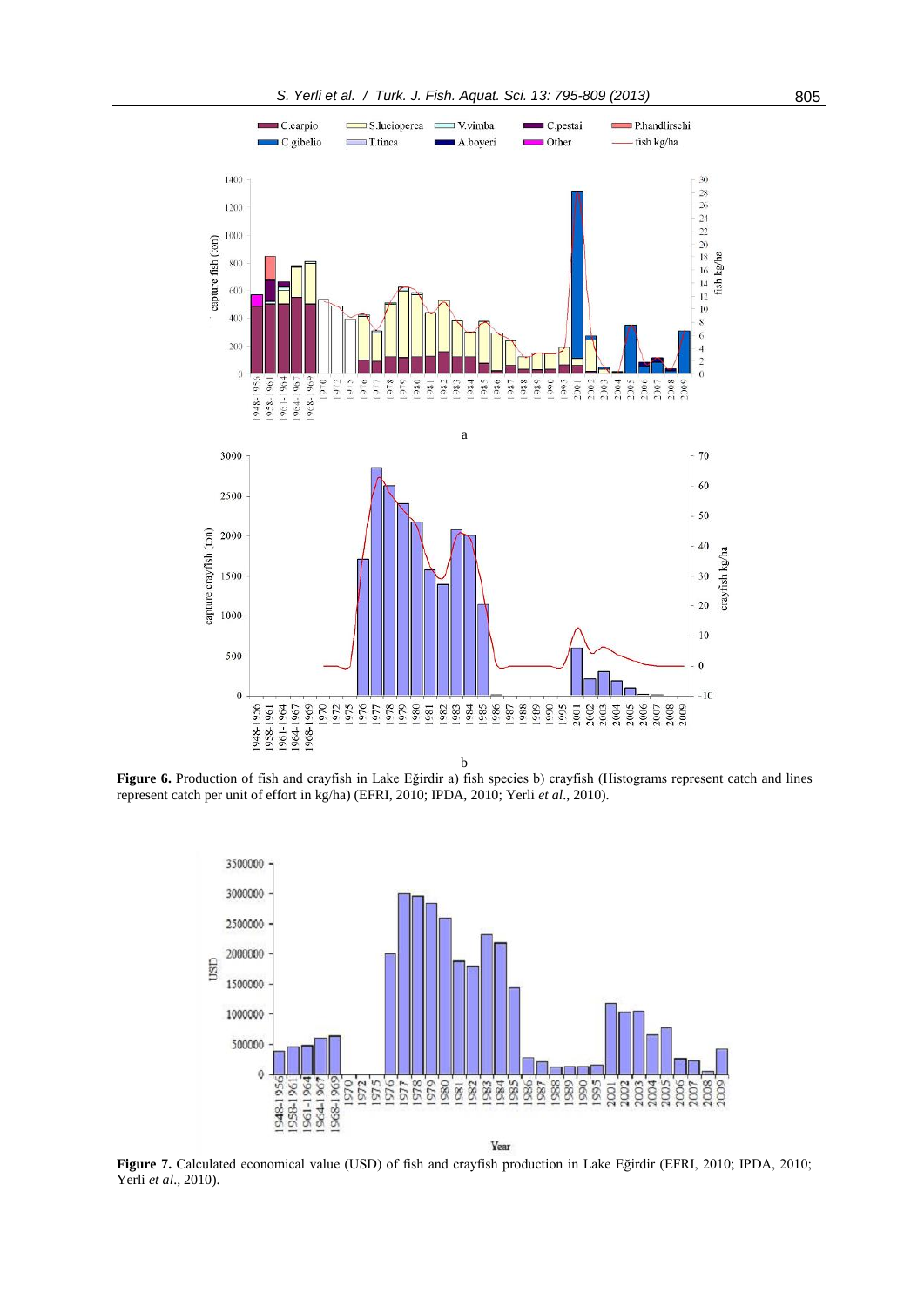**Figure 6.** Production of fish and crayfish in Lake Eğirdir a) fish species b) crayfish (Histograms represent catch and lines represent catch per unit of effort in kg/ha) (EFRI, 2010; IPDA, 2010; Yerli *et al*., 2010).

**Figure 7.** Calculated economical value (USD) of fish and crayfish production in Lake Eğirdir (EFRI, 2010; IPDA, 2010; Yerli *et al*., 2010).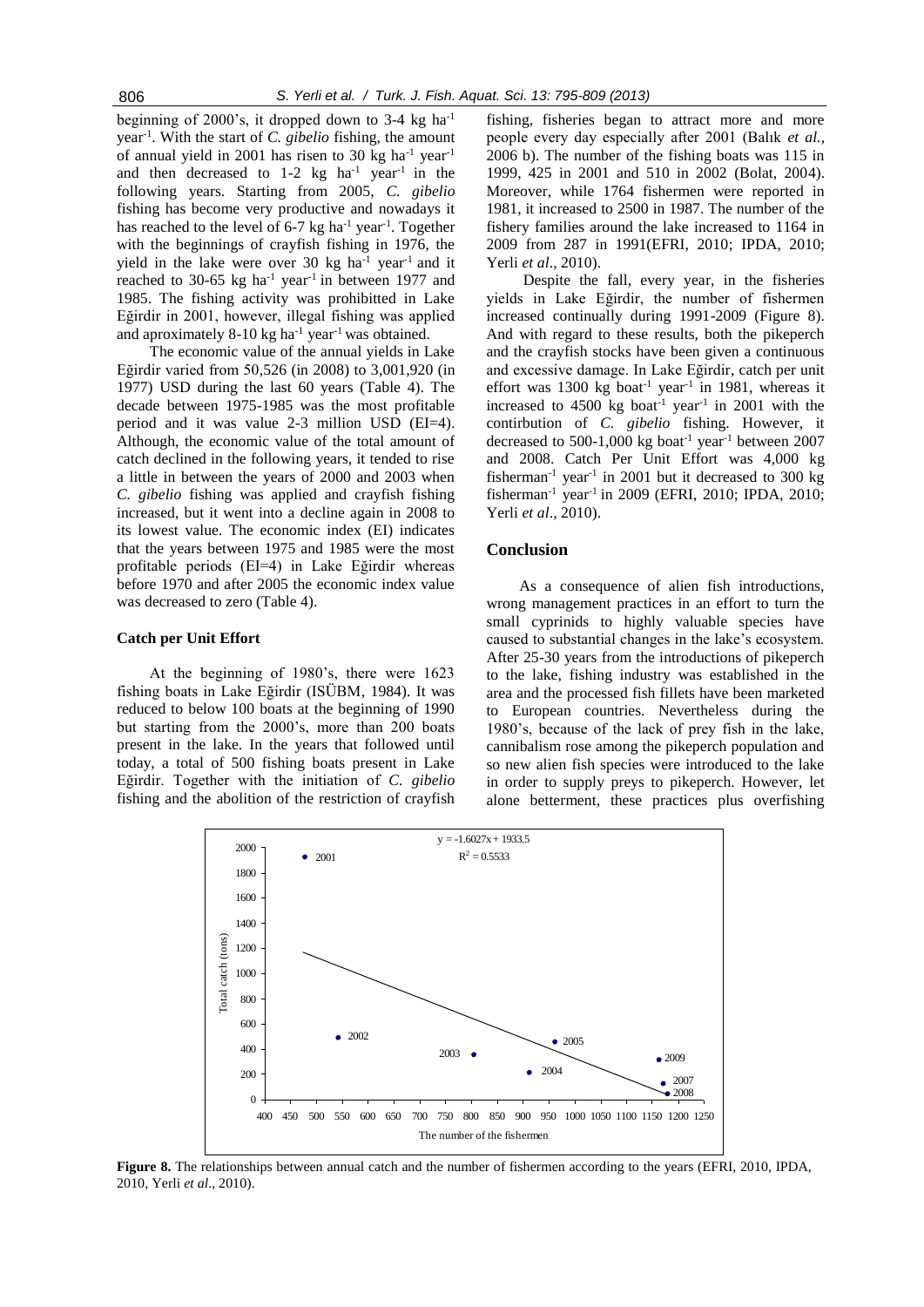beginning of 2000's, it dropped down to 3-4 kg ha$^{-1}$ year$^{-1}$. With the start of *C. gibelio* fishing, the amount of annual yield in 2001 has risen to 30 kg ha$^{-1}$ year$^{-1}$ and then decreased to 1-2 kg ha$^{-1}$ year$^{-1}$ in the following years. Starting from 2005, *C. gibelio* fishing has become very productive and nowadays it has reached to the level of 6-7 kg ha$^{-1}$ year$^{-1}$. Together with the beginnings of crayfish fishing in 1976, the yield in the lake were over 30 kg ha$^{-1}$ year$^{-1}$ and it reached to 30-65 kg ha$^{-1}$ year$^{-1}$ in between 1977 and 1985. The fishing activity was prohibitted in Lake Eğirdir in 2001, however, illegal fishing was applied and aproximately 8-10 kg ha$^{-1}$ year$^{-1}$ was obtained.

The economic value of the annual yields in Lake Eğirdir varied from 50,526 (in 2008) to 3,001,920 (in 1977) USD during the last 60 years (Table 4). The decade between 1975-1985 was the most profitable period and it was value 2-3 million USD (EI=4). Although, the economic value of the total amount of catch declined in the following years, it tended to rise a little in between the years of 2000 and 2003 when *C. gibelio* fishing was applied and crayfish fishing increased, but it went into a decline again in 2008 to its lowest value. The economic index (EI) indicates that the years between 1975 and 1985 were the most profitable periods (EI=4) in Lake Eğirdir whereas before 1970 and after 2005 the economic index value was decreased to zero (Table 4).

### Catch per Unit Effort

At the beginning of 1980's, there were 1623 fishing boats in Lake Eğirdir (ISÜBM, 1984). It was reduced to below 100 boats at the beginning of 1990 but starting from the 2000's, more than 200 boats present in the lake. In the years that followed until today, a total of 500 fishing boats present in Lake Eğirdir. Together with the initiation of *C. gibelio* fishing and the abolition of the restriction of crayfish fishing, fisheries began to attract more and more people every day especially after 2001 (Balık *et al.*, 2006 b). The number of the fishing boats was 115 in 1999, 425 in 2001 and 510 in 2002 (Bolat, 2004). Moreover, while 1764 fishermen were reported in 1981, it increased to 2500 in 1987. The number of the fishery families around the lake increased to 1164 in 2009 from 287 in 1991(EFRI, 2010; IPDA, 2010; Yerli *et al*., 2010).

Despite the fall, every year, in the fisheries yields in Lake Eğirdir, the number of fishermen increased continually during 1991-2009 (Figure 8). And with regard to these results, both the pikeperch and the crayfish stocks have been given a continuous and excessive damage. In Lake Eğirdir, catch per unit effort was 1300 kg boat$^{-1}$ year$^{-1}$ in 1981, whereas it increased to 4500 kg boat$^{-1}$ year$^{-1}$ in 2001 with the contirbution of *C. gibelio* fishing. However, it decreased to 500-1,000 kg boat$^{-1}$ year$^{-1}$ between 2007 and 2008. Catch Per Unit Effort was 4,000 kg fisherman$^{-1}$ year$^{-1}$ in 2001 but it decreased to 300 kg fisherman$^{-1}$ year$^{-1}$ in 2009 (EFRI, 2010; IPDA, 2010; Yerli *et al*., 2010).

## Conclusion

As a consequence of alien fish introductions, wrong management practices in an effort to turn the small cyprinids to highly valuable species have caused to substantial changes in the lake's ecosystem. After 25-30 years from the introductions of pikeperch to the lake, fishing industry was established in the area and the processed fish fillets have been marketed to European countries. Nevertheless during the 1980's, because of the lack of prey fish in the lake, cannibalism rose among the pikeperch population and so new alien fish species were introduced to the lake in order to supply preys to pikeperch. However, let alone betterment, these practices plus overfishing

$y = -1.6027x + 1933.5$
$R^2 = 0.5533$

**Figure 8.** The relationships between annual catch and the number of fishermen according to the years (EFRI, 2010, IPDA, 2010, Yerli *et al*., 2010).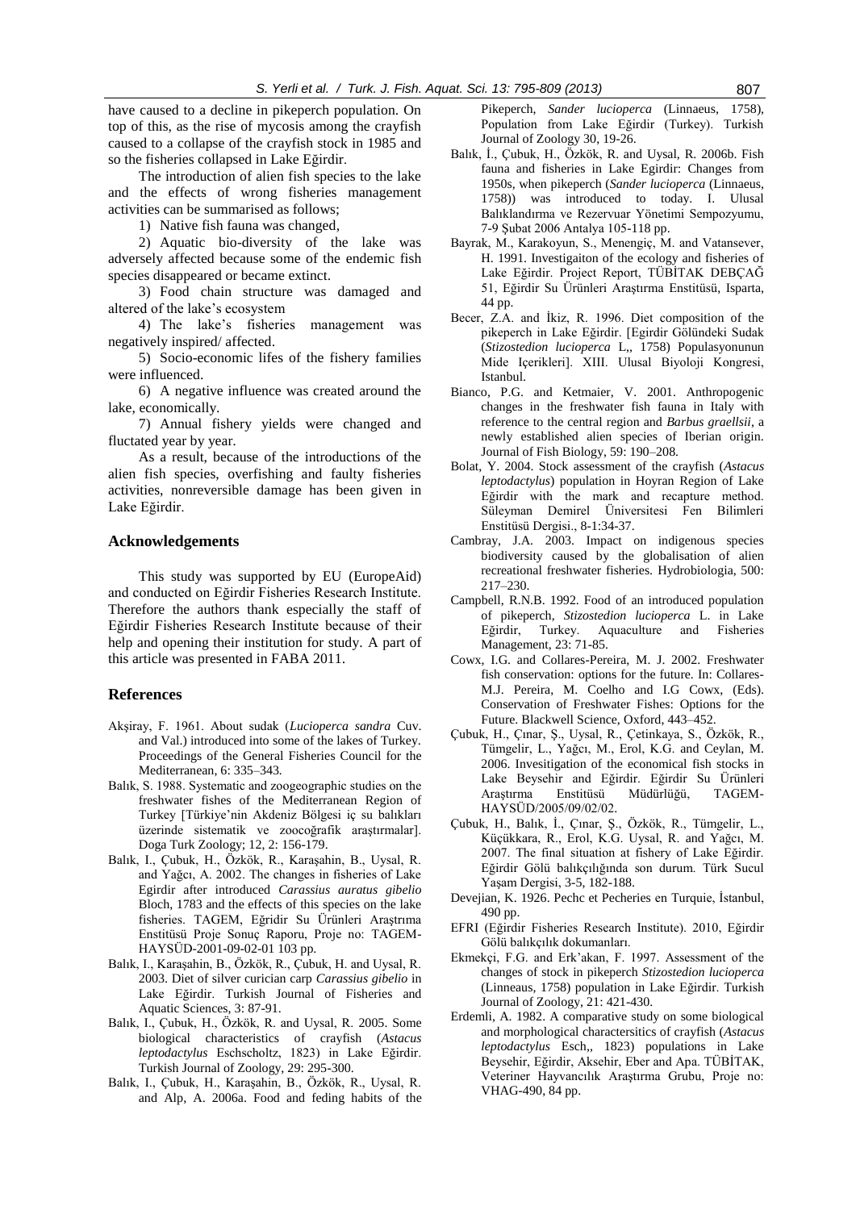have caused to a decline in pikeperch population. On top of this, as the rise of mycosis among the crayfish caused to a collapse of the crayfish stock in 1985 and so the fisheries collapsed in Lake Eğirdir.

The introduction of alien fish species to the lake and the effects of wrong fisheries management activities can be summarised as follows;

1) Native fish fauna was changed,

2) Aquatic bio-diversity of the lake was adversely affected because some of the endemic fish species disappeared or became extinct.

3) Food chain structure was damaged and altered of the lake's ecosystem

4) The lake's fisheries management was negatively inspired/ affected.

5) Socio-economic lifes of the fishery families were influenced.

6) A negative influence was created around the lake, economically.

7) Annual fishery yields were changed and fluctated year by year.

As a result, because of the introductions of the alien fish species, overfishing and faulty fisheries activities, nonreversible damage has been given in Lake Eğirdir.

## Acknowledgements

This study was supported by EU (EuropeAid) and conducted on Eğirdir Fisheries Research Institute. Therefore the authors thank especially the staff of Eğirdir Fisheries Research Institute because of their help and opening their institution for study. A part of this article was presented in FABA 2011.

## References

Akşiray, F. 1961. About sudak (*Lucioperca sandra* Cuv. and Val.) introduced into some of the lakes of Turkey. Proceedings of the General Fisheries Council for the Mediterranean, 6: 335–343.

Balık, S. 1988. Systematic and zoogeographic studies on the freshwater fishes of the Mediterranean Region of Turkey [Türkiye'nin Akdeniz Bölgesi iç su balıkları üzerinde sistematik ve zoocoğrafik araştırmalar]. Doga Turk Zoology; 12, 2: 156-179.

Balık, I., Çubuk, H., Özkök, R., Karaşahin, B., Uysal, R. and Yağcı, A. 2002. The changes in fisheries of Lake Egirdir after introduced *Carassius auratus gibelio* Bloch, 1783 and the effects of this species on the lake fisheries. TAGEM, Eğridir Su Ürünleri Araştırma Enstitüsü Proje Sonuç Raporu, Proje no: TAGEM-HAYSÜD-2001-09-02-01 103 pp.

Balık, I., Karaşahin, B., Özkök, R., Çubuk, H. and Uysal, R. 2003. Diet of silver curician carp *Carassius gibelio* in Lake Eğirdir. Turkish Journal of Fisheries and Aquatic Sciences, 3: 87-91.

Balık, I., Çubuk, H., Özkök, R. and Uysal, R. 2005. Some biological characteristics of crayfish (*Astacus leptodactylus* Eschscholtz, 1823) in Lake Eğirdir. Turkish Journal of Zoology, 29: 295-300.

Balık, I., Çubuk, H., Karaşahin, B., Özkök, R., Uysal, R. and Alp, A. 2006a. Food and feding habits of the Pikeperch, *Sander lucioperca* (Linnaeus, 1758), Population from Lake Eğirdir (Turkey). Turkish Journal of Zoology 30, 19-26.

Balık, İ., Çubuk, H., Özkök, R. and Uysal, R. 2006b. Fish fauna and fisheries in Lake Egirdir: Changes from 1950s, when pikeperch (*Sander lucioperca* (Linnaeus, 1758)) was introduced to today. I. Ulusal Balıklandırma ve Rezervuar Yönetimi Sempozyumu, 7-9 Şubat 2006 Antalya 105-118 pp.

Bayrak, M., Karakoyun, S., Menengiç, M. and Vatansever, H. 1991. Investigaiton of the ecology and fisheries of Lake Eğirdir. Project Report, TÜBİTAK DEBÇAĞ 51, Eğirdir Su Ürünleri Araştırma Enstitüsü, Isparta, 44 pp.

Becer, Z.A. and İkiz, R. 1996. Diet composition of the pikeperch in Lake Eğirdir. [Egirdir Gölündeki Sudak (*Stizostedion lucioperca* L,, 1758) Populasyonunun Mide Içerikleri]. XIII. Ulusal Biyoloji Kongresi, Istanbul.

Bianco, P.G. and Ketmaier, V. 2001. Anthropogenic changes in the freshwater fish fauna in Italy with reference to the central region and *Barbus graellsii*, a newly established alien species of Iberian origin. Journal of Fish Biology, 59: 190–208.

Bolat, Y. 2004. Stock assessment of the crayfish (*Astacus leptodactylus*) population in Hoyran Region of Lake Eğirdir with the mark and recapture method. Süleyman Demirel Üniversitesi Fen Bilimleri Enstitüsü Dergisi., 8-1:34-37.

Cambray, J.A. 2003. Impact on indigenous species biodiversity caused by the globalisation of alien recreational freshwater fisheries. Hydrobiologia, 500: 217–230.

Campbell, R.N.B. 1992. Food of an introduced population of pikeperch, *Stizostedion lucioperca* L. in Lake Eğirdir, Turkey. Aquaculture and Fisheries Management, 23: 71-85.

Cowx, I.G. and Collares-Pereira, M. J. 2002. Freshwater fish conservation: options for the future. In: Collares-M.J. Pereira, M. Coelho and I.G Cowx, (Eds). Conservation of Freshwater Fishes: Options for the Future. Blackwell Science, Oxford, 443–452.

Çubuk, H., Çınar, Ş., Uysal, R., Çetinkaya, S., Özkök, R., Tümgelir, L., Yağcı, M., Erol, K.G. and Ceylan, M. 2006. Invesitigation of the economical fish stocks in Lake Beysehir and Eğirdir. Eğirdir Su Ürünleri Araştırma Enstitüsü Müdürlüğü, TAGEM-HAYSÜD/2005/09/02/02.

Çubuk, H., Balık, İ., Çınar, Ş., Özkök, R., Tümgelir, L., Küçükkara, R., Erol, K.G. Uysal, R. and Yağcı, M. 2007. The final situation at fishery of Lake Eğirdir. Eğirdir Gölü balıkçılığında son durum. Türk Sucul Yaşam Dergisi, 3-5, 182-188.

Devejian, K. 1926. Pechc et Pecheries en Turquie, İstanbul, 490 pp.

EFRI (Eğirdir Fisheries Research Institute). 2010, Eğirdir Gölü balıkçılık dokumanları.

Ekmekçi, F.G. and Erk'akan, F. 1997. Assessment of the changes of stock in pikeperch *Stizostedion lucioperca* (Linneaus, 1758) population in Lake Eğirdir. Turkish Journal of Zoology, 21: 421-430.

Erdemli, A. 1982. A comparative study on some biological and morphological charactersitics of crayfish (*Astacus leptodactylus* Esch,, 1823) populations in Lake Beysehir, Eğirdir, Aksehir, Eber and Apa. TÜBİTAK, Veteriner Hayvancılık Araştırma Grubu, Proje no: VHAG-490, 84 pp.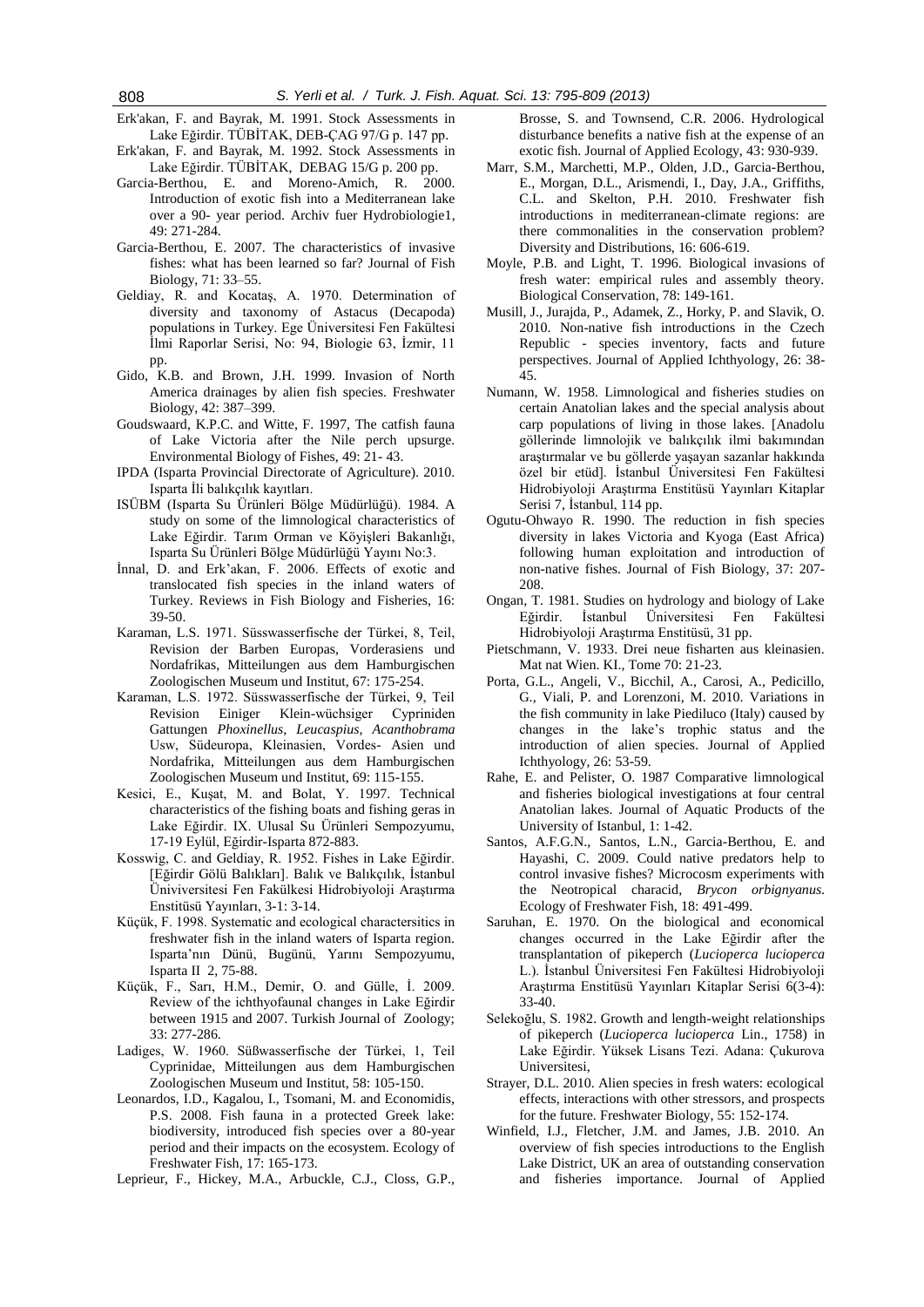Erk'akan, F. and Bayrak, M. 1991. Stock Assessments in Lake Eğirdir. TÜBİTAK, DEB-ÇAG 97/G p. 147 pp.

Erk'akan, F. and Bayrak, M. 1992. Stock Assessments in Lake Eğirdir. TÜBİTAK, DEBAG 15/G p. 200 pp.

Garcia-Berthou, E. and Moreno-Amich, R. 2000. Introduction of exotic fish into a Mediterranean lake over a 90- year period. Archiv fuer Hydrobiologie1, 49: 271-284.

Garcia-Berthou, E. 2007. The characteristics of invasive fishes: what has been learned so far? Journal of Fish Biology, 71: 33–55.

Geldiay, R. and Kocataş, A. 1970. Determination of diversity and taxonomy of Astacus (Decapoda) populations in Turkey. Ege Üniversitesi Fen Fakültesi İlmi Raporlar Serisi, No: 94, Biologie 63, İzmir, 11 pp.

Gido, K.B. and Brown, J.H. 1999. Invasion of North America drainages by alien fish species. Freshwater Biology, 42: 387–399.

Goudswaard, K.P.C. and Witte, F. 1997, The catfish fauna of Lake Victoria after the Nile perch upsurge. Environmental Biology of Fishes, 49: 21- 43.

IPDA (Isparta Provincial Directorate of Agriculture). 2010. Isparta İli balıkçılık kayıtları.

ISÜBM (Isparta Su Ürünleri Bölge Müdürlüğü). 1984. A study on some of the limnological characteristics of Lake Eğirdir. Tarım Orman ve Köyişleri Bakanlığı, Isparta Su Ürünleri Bölge Müdürlüğü Yayını No:3.

İnnal, D. and Erk'akan, F. 2006. Effects of exotic and translocated fish species in the inland waters of Turkey. Reviews in Fish Biology and Fisheries, 16: 39-50.

Karaman, L.S. 1971. Süsswasserfische der Türkei, 8, Teil, Revision der Barben Europas, Vorderasiens und Nordafrikas, Mitteilungen aus dem Hamburgischen Zoologischen Museum und Institut, 67: 175-254.

Karaman, L.S. 1972. Süsswasserfische der Türkei, 9, Teil Revision Einiger Klein-wüchsiger Cypriniden Gattungen *Phoxinellus*, *Leucaspius*, *Acanthobrama* Usw, Südeuropa, Kleinasien, Vordes- Asien und Nordafrika, Mitteilungen aus dem Hamburgischen Zoologischen Museum und Institut, 69: 115-155.

Kesici, E., Kuşat, M. and Bolat, Y. 1997. Technical characteristics of the fishing boats and fishing geras in Lake Eğirdir. IX. Ulusal Su Ürünleri Sempozyumu, 17-19 Eylül, Eğirdir-Isparta 872-883.

Kosswig, C. and Geldiay, R. 1952. Fishes in Lake Eğirdir. [Eğirdir Gölü Balıkları]. Balık ve Balıkçılık, İstanbul Üniviversitesi Fen Fakülkesi Hidrobiyoloji Araştırma Enstitüsü Yayınları, 3-1: 3-14.

Küçük, F. 1998. Systematic and ecological charactersitics in freshwater fish in the inland waters of Isparta region. Isparta'nın Dünü, Bugünü, Yarını Sempozyumu, Isparta II 2, 75-88.

Küçük, F., Sarı, H.M., Demir, O. and Gülle, İ. 2009. Review of the ichthyofaunal changes in Lake Eğirdir between 1915 and 2007. Turkish Journal of Zoology; 33: 277-286.

Ladiges, W. 1960. Süßwasserfische der Türkei, 1, Teil Cyprinidae, Mitteilungen aus dem Hamburgischen Zoologischen Museum und Institut, 58: 105-150.

Leonardos, I.D., Kagalou, I., Tsomani, M. and Economidis, P.S. 2008. Fish fauna in a protected Greek lake: biodiversity, introduced fish species over a 80-year period and their impacts on the ecosystem. Ecology of Freshwater Fish, 17: 165-173.

Leprieur, F., Hickey, M.A., Arbuckle, C.J., Closs, G.P., Brosse, S. and Townsend, C.R. 2006. Hydrological disturbance benefits a native fish at the expense of an exotic fish. Journal of Applied Ecology, 43: 930-939.

Marr, S.M., Marchetti, M.P., Olden, J.D., Garcia-Berthou, E., Morgan, D.L., Arismendi, I., Day, J.A., Griffiths, C.L. and Skelton, P.H. 2010. Freshwater fish introductions in mediterranean-climate regions: are there commonalities in the conservation problem? Diversity and Distributions, 16: 606-619.

Moyle, P.B. and Light, T. 1996. Biological invasions of fresh water: empirical rules and assembly theory. Biological Conservation, 78: 149-161.

Musill, J., Jurajda, P., Adamek, Z., Horky, P. and Slavik, O. 2010. Non-native fish introductions in the Czech Republic - species inventory, facts and future perspectives. Journal of Applied Ichthyology, 26: 38-45.

Numann, W. 1958. Limnological and fisheries studies on certain Anatolian lakes and the special analysis about carp populations of living in those lakes. [Anadolu göllerinde limnolojik ve balıkçılık ilmi bakımından araştırmalar ve bu göllerde yaşayan sazanlar hakkında özel bir etüd]. İstanbul Üniversitesi Fen Fakültesi Hidrobiyoloji Araştırma Enstitüsü Yayınları Kitaplar Serisi 7, İstanbul, 114 pp.

Ogutu-Ohwayo R. 1990. The reduction in fish species diversity in lakes Victoria and Kyoga (East Africa) following human exploitation and introduction of non-native fishes. Journal of Fish Biology, 37: 207-208.

Ongan, T. 1981. Studies on hydrology and biology of Lake Eğirdir. İstanbul Üniversitesi Fen Fakültesi Hidrobiyoloji Araştırma Enstitüsü, 31 pp.

Pietschmann, V. 1933. Drei neue fisharten aus kleinasien. Mat nat Wien. KI., Tome 70: 21-23.

Porta, G.L., Angeli, V., Bicchil, A., Carosi, A., Pedicillo, G., Viali, P. and Lorenzoni, M. 2010. Variations in the fish community in lake Piediluco (Italy) caused by changes in the lake's trophic status and the introduction of alien species. Journal of Applied Ichthyology, 26: 53-59.

Rahe, E. and Pelister, O. 1987 Comparative limnological and fisheries biological investigations at four central Anatolian lakes. Journal of Aquatic Products of the University of Istanbul, 1: 1-42.

Santos, A.F.G.N., Santos, L.N., Garcia-Berthou, E. and Hayashi, C. 2009. Could native predators help to control invasive fishes? Microcosm experiments with the Neotropical characid, *Brycon orbignyanus*. Ecology of Freshwater Fish, 18: 491-499.

Saruhan, E. 1970. On the biological and economical changes occurred in the Lake Eğirdir after the transplantation of pikeperch (*Lucioperca lucioperca* L.). İstanbul Üniversitesi Fen Fakültesi Hidrobiyoloji Araştırma Enstitüsü Yayınları Kitaplar Serisi 6(3-4): 33-40.

Selekoğlu, S. 1982. Growth and length-weight relationships of pikeperch (*Lucioperca lucioperca* Lin., 1758) in Lake Eğirdir. Yüksek Lisans Tezi. Adana: Çukurova Universitesi,

Strayer, D.L. 2010. Alien species in fresh waters: ecological effects, interactions with other stressors, and prospects for the future. Freshwater Biology, 55: 152-174.

Winfield, I.J., Fletcher, J.M. and James, J.B. 2010. An overview of fish species introductions to the English Lake District, UK an area of outstanding conservation and fisheries importance. Journal of Applied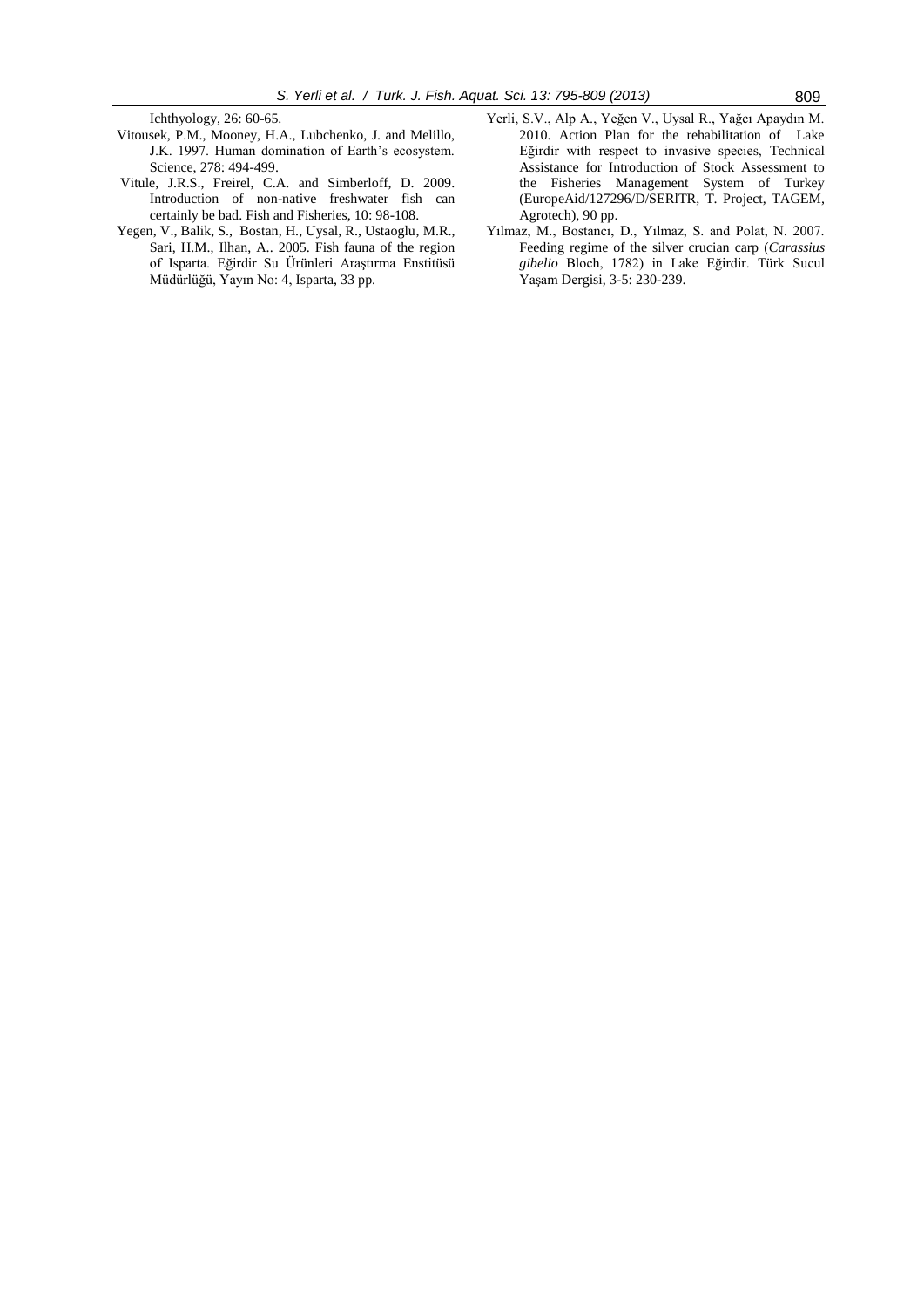Ichthyology, 26: 60-65.

Vitousek, P.M., Mooney, H.A., Lubchenko, J. and Melillo, J.K. 1997. Human domination of Earth's ecosystem. Science, 278: 494-499.

Vitule, J.R.S., Freirel, C.A. and Simberloff, D. 2009. Introduction of non-native freshwater fish can certainly be bad. Fish and Fisheries, 10: 98-108.

Yegen, V., Balik, S., Bostan, H., Uysal, R., Ustaoglu, M.R., Sari, H.M., Ilhan, A.. 2005. Fish fauna of the region of Isparta. Eğirdir Su Ürünleri Araştırma Enstitüsü Müdürlüğü, Yayın No: 4, Isparta, 33 pp.

Yerli, S.V., Alp A., Yeğen V., Uysal R., Yağcı Apaydın M. 2010. Action Plan for the rehabilitation of Lake Eğirdir with respect to invasive species, Technical Assistance for Introduction of Stock Assessment to the Fisheries Management System of Turkey (EuropeAid/127296/D/SERlTR, T. Project, TAGEM, Agrotech), 90 pp.

Yılmaz, M., Bostancı, D., Yılmaz, S. and Polat, N. 2007. Feeding regime of the silver crucian carp (*Carassius gibelio* Bloch, 1782) in Lake Eğirdir. Türk Sucul Yaşam Dergisi, 3-5: 230-239.